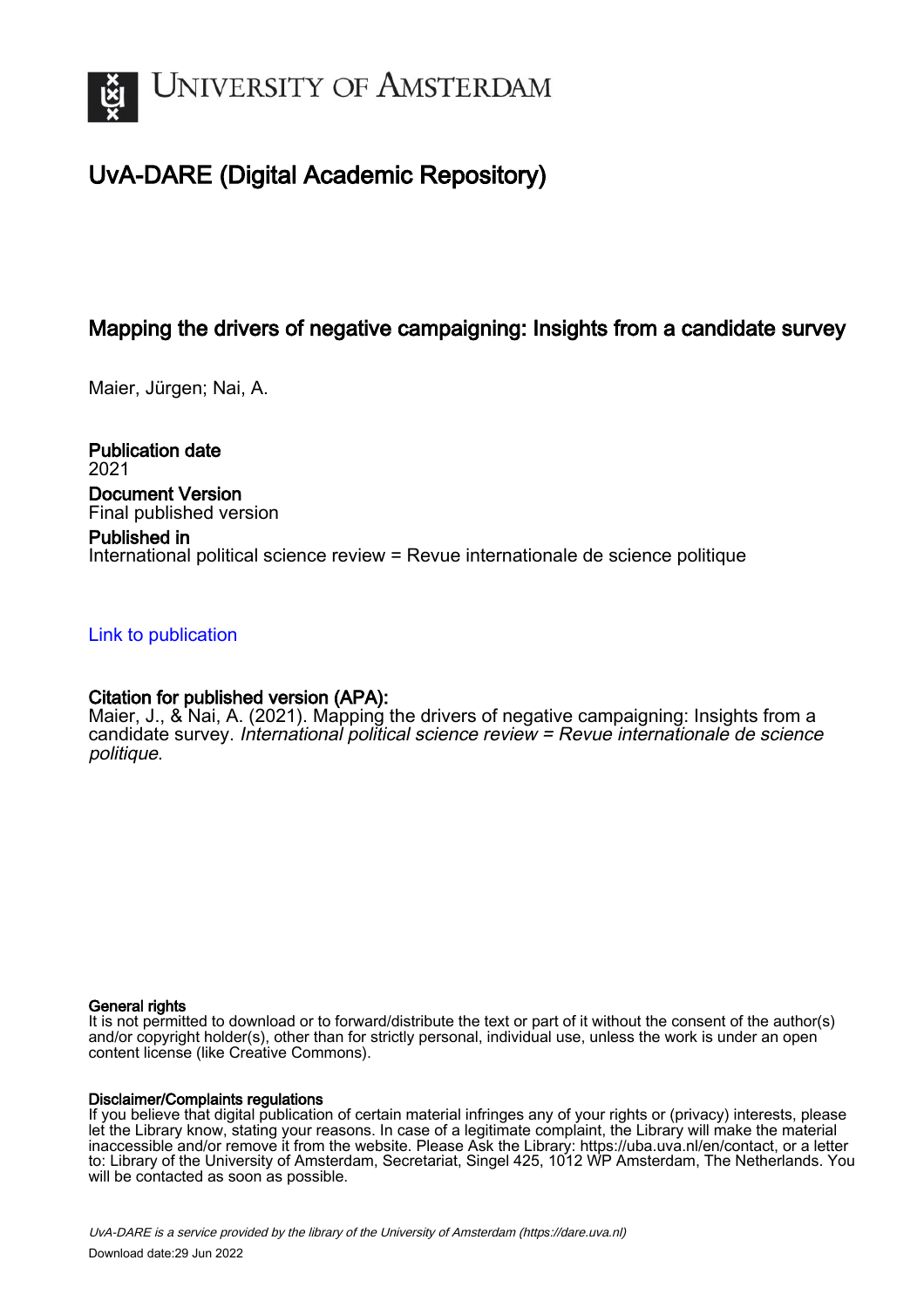# UvA-DARE (Digital Academic Repository)

## Mapping the drivers of negative campaigning: Insights from a candidate survey

Maier, Jürgen; Nai, A.

**Publication date**
2021

**Document Version**
Final published version

**Published in**
International political science review = Revue internationale de science politique

Link to publication

**Citation for published version (APA):**
Maier, J., & Nai, A. (2021). Mapping the drivers of negative campaigning: Insights from a candidate survey. *International political science review = Revue internationale de science politique*.

**General rights**
It is not permitted to download or to forward/distribute the text or part of it without the consent of the author(s) and/or copyright holder(s), other than for strictly personal, individual use, unless the work is under an open content license (like Creative Commons).

**Disclaimer/Complaints regulations**
If you believe that digital publication of certain material infringes any of your rights or (privacy) interests, please let the Library know, stating your reasons. In case of a legitimate complaint, the Library will make the material inaccessible and/or remove it from the website. Please Ask the Library: https://uba.uva.nl/en/contact, or a letter to: Library of the University of Amsterdam, Secretariat, Singel 425, 1012 WP Amsterdam, The Netherlands. You will be contacted as soon as possible.

UvA-DARE is a service provided by the library of the University of Amsterdam (https://dare.uva.nl)
Download date:29 Jun 2022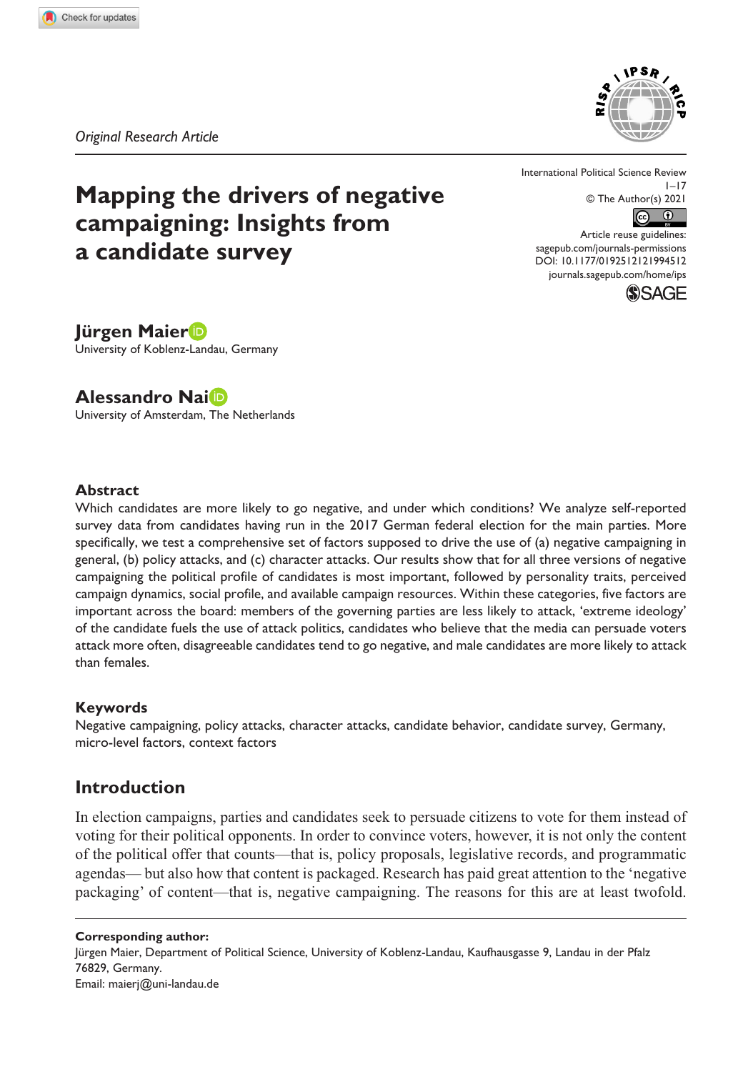Original Research Article

# Mapping the drivers of negative campaigning: Insights from a candidate survey

International Political Science Review
© The Author(s) 2021
Article reuse guidelines: sagepub.com/journals-permissions
DOI: 10.1177/0192512121994512
journals.sagepub.com/home/ips

**Jürgen Maier**
University of Koblenz-Landau, Germany

**Alessandro Nai**
University of Amsterdam, The Netherlands

## Abstract

Which candidates are more likely to go negative, and under which conditions? We analyze self-reported survey data from candidates having run in the 2017 German federal election for the main parties. More specifically, we test a comprehensive set of factors supposed to drive the use of (a) negative campaigning in general, (b) policy attacks, and (c) character attacks. Our results show that for all three versions of negative campaigning the political profile of candidates is most important, followed by personality traits, perceived campaign dynamics, social profile, and available campaign resources. Within these categories, five factors are important across the board: members of the governing parties are less likely to attack, 'extreme ideology' of the candidate fuels the use of attack politics, candidates who believe that the media can persuade voters attack more often, disagreeable candidates tend to go negative, and male candidates are more likely to attack than females.

## Keywords

Negative campaigning, policy attacks, character attacks, candidate behavior, candidate survey, Germany, micro-level factors, context factors

## Introduction

In election campaigns, parties and candidates seek to persuade citizens to vote for them instead of voting for their political opponents. In order to convince voters, however, it is not only the content of the political offer that counts—that is, policy proposals, legislative records, and programmatic agendas— but also how that content is packaged. Research has paid great attention to the 'negative packaging' of content—that is, negative campaigning. The reasons for this are at least twofold.

**Corresponding author:**
Jürgen Maier, Department of Political Science, University of Koblenz-Landau, Kaufhausgasse 9, Landau in der Pfalz 76829, Germany.
Email: maierj@uni-landau.de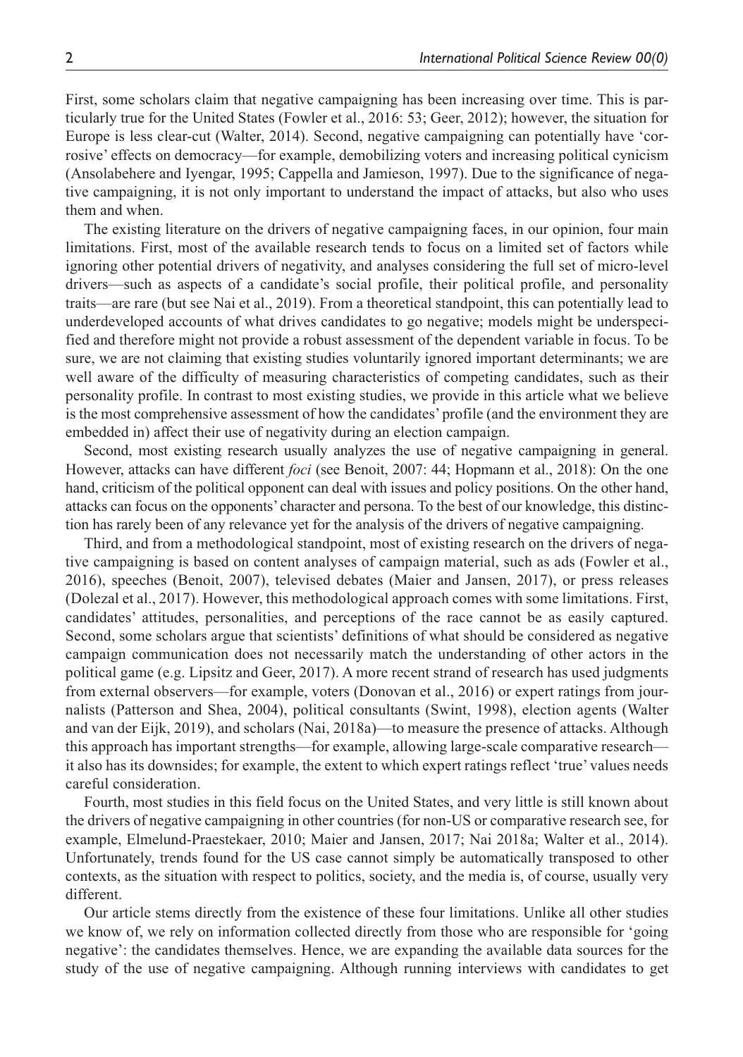First, some scholars claim that negative campaigning has been increasing over time. This is particularly true for the United States (Fowler et al., 2016: 53; Geer, 2012); however, the situation for Europe is less clear-cut (Walter, 2014). Second, negative campaigning can potentially have 'corrosive' effects on democracy—for example, demobilizing voters and increasing political cynicism (Ansolabehere and Iyengar, 1995; Cappella and Jamieson, 1997). Due to the significance of negative campaigning, it is not only important to understand the impact of attacks, but also who uses them and when.

The existing literature on the drivers of negative campaigning faces, in our opinion, four main limitations. First, most of the available research tends to focus on a limited set of factors while ignoring other potential drivers of negativity, and analyses considering the full set of micro-level drivers—such as aspects of a candidate's social profile, their political profile, and personality traits—are rare (but see Nai et al., 2019). From a theoretical standpoint, this can potentially lead to underdeveloped accounts of what drives candidates to go negative; models might be underspecified and therefore might not provide a robust assessment of the dependent variable in focus. To be sure, we are not claiming that existing studies voluntarily ignored important determinants; we are well aware of the difficulty of measuring characteristics of competing candidates, such as their personality profile. In contrast to most existing studies, we provide in this article what we believe is the most comprehensive assessment of how the candidates' profile (and the environment they are embedded in) affect their use of negativity during an election campaign.

Second, most existing research usually analyzes the use of negative campaigning in general. However, attacks can have different *foci* (see Benoit, 2007: 44; Hopmann et al., 2018): On the one hand, criticism of the political opponent can deal with issues and policy positions. On the other hand, attacks can focus on the opponents' character and persona. To the best of our knowledge, this distinction has rarely been of any relevance yet for the analysis of the drivers of negative campaigning.

Third, and from a methodological standpoint, most of existing research on the drivers of negative campaigning is based on content analyses of campaign material, such as ads (Fowler et al., 2016), speeches (Benoit, 2007), televised debates (Maier and Jansen, 2017), or press releases (Dolezal et al., 2017). However, this methodological approach comes with some limitations. First, candidates' attitudes, personalities, and perceptions of the race cannot be as easily captured. Second, some scholars argue that scientists' definitions of what should be considered as negative campaign communication does not necessarily match the understanding of other actors in the political game (e.g. Lipsitz and Geer, 2017). A more recent strand of research has used judgments from external observers—for example, voters (Donovan et al., 2016) or expert ratings from journalists (Patterson and Shea, 2004), political consultants (Swint, 1998), election agents (Walter and van der Eijk, 2019), and scholars (Nai, 2018a)—to measure the presence of attacks. Although this approach has important strengths—for example, allowing large-scale comparative research—it also has its downsides; for example, the extent to which expert ratings reflect 'true' values needs careful consideration.

Fourth, most studies in this field focus on the United States, and very little is still known about the drivers of negative campaigning in other countries (for non-US or comparative research see, for example, Elmelund-Praestekaer, 2010; Maier and Jansen, 2017; Nai 2018a; Walter et al., 2014). Unfortunately, trends found for the US case cannot simply be automatically transposed to other contexts, as the situation with respect to politics, society, and the media is, of course, usually very different.

Our article stems directly from the existence of these four limitations. Unlike all other studies we know of, we rely on information collected directly from those who are responsible for 'going negative': the candidates themselves. Hence, we are expanding the available data sources for the study of the use of negative campaigning. Although running interviews with candidates to get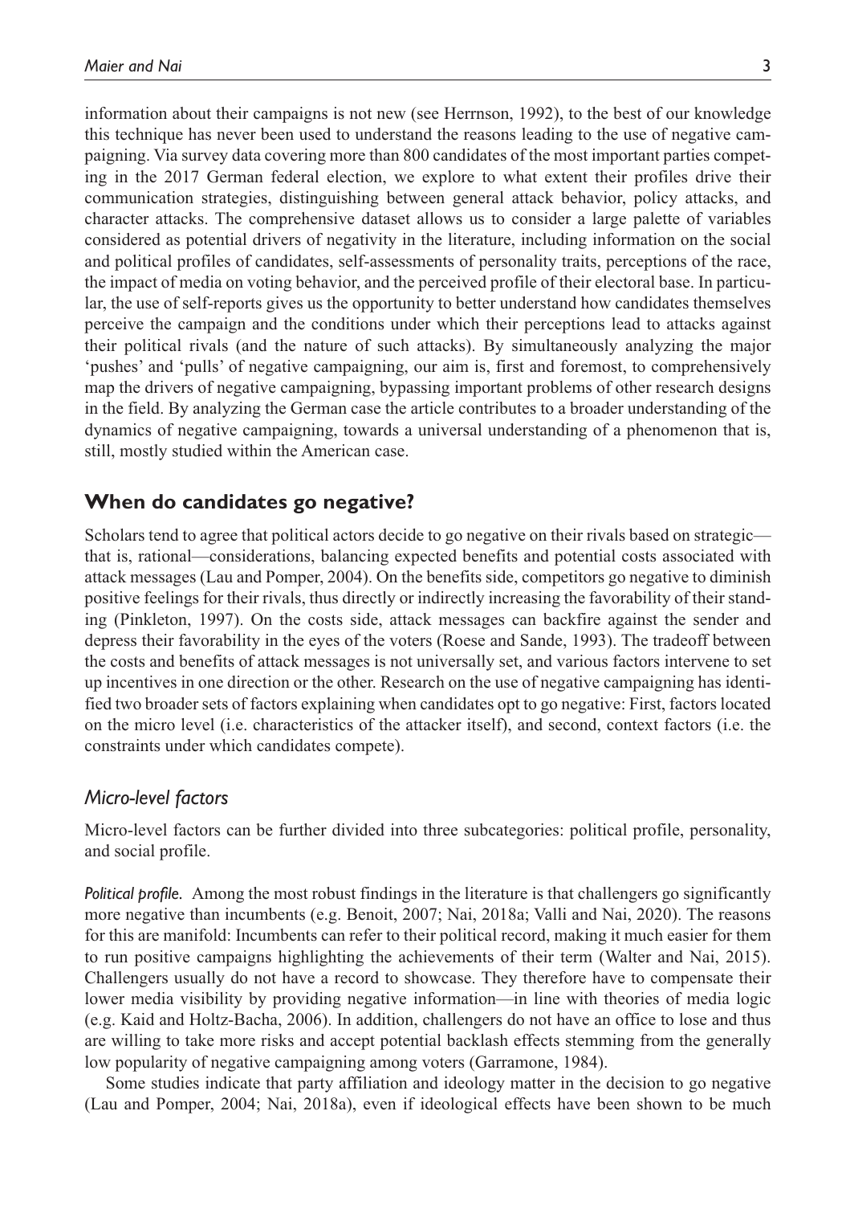information about their campaigns is not new (see Herrnson, 1992), to the best of our knowledge this technique has never been used to understand the reasons leading to the use of negative campaigning. Via survey data covering more than 800 candidates of the most important parties competing in the 2017 German federal election, we explore to what extent their profiles drive their communication strategies, distinguishing between general attack behavior, policy attacks, and character attacks. The comprehensive dataset allows us to consider a large palette of variables considered as potential drivers of negativity in the literature, including information on the social and political profiles of candidates, self-assessments of personality traits, perceptions of the race, the impact of media on voting behavior, and the perceived profile of their electoral base. In particular, the use of self-reports gives us the opportunity to better understand how candidates themselves perceive the campaign and the conditions under which their perceptions lead to attacks against their political rivals (and the nature of such attacks). By simultaneously analyzing the major 'pushes' and 'pulls' of negative campaigning, our aim is, first and foremost, to comprehensively map the drivers of negative campaigning, bypassing important problems of other research designs in the field. By analyzing the German case the article contributes to a broader understanding of the dynamics of negative campaigning, towards a universal understanding of a phenomenon that is, still, mostly studied within the American case.

## When do candidates go negative?

Scholars tend to agree that political actors decide to go negative on their rivals based on strategic—that is, rational—considerations, balancing expected benefits and potential costs associated with attack messages (Lau and Pomper, 2004). On the benefits side, competitors go negative to diminish positive feelings for their rivals, thus directly or indirectly increasing the favorability of their standing (Pinkleton, 1997). On the costs side, attack messages can backfire against the sender and depress their favorability in the eyes of the voters (Roese and Sande, 1993). The tradeoff between the costs and benefits of attack messages is not universally set, and various factors intervene to set up incentives in one direction or the other. Research on the use of negative campaigning has identified two broader sets of factors explaining when candidates opt to go negative: First, factors located on the micro level (i.e. characteristics of the attacker itself), and second, context factors (i.e. the constraints under which candidates compete).

### *Micro-level factors*

Micro-level factors can be further divided into three subcategories: political profile, personality, and social profile.

*Political profile.* Among the most robust findings in the literature is that challengers go significantly more negative than incumbents (e.g. Benoit, 2007; Nai, 2018a; Valli and Nai, 2020). The reasons for this are manifold: Incumbents can refer to their political record, making it much easier for them to run positive campaigns highlighting the achievements of their term (Walter and Nai, 2015). Challengers usually do not have a record to showcase. They therefore have to compensate their lower media visibility by providing negative information—in line with theories of media logic (e.g. Kaid and Holtz-Bacha, 2006). In addition, challengers do not have an office to lose and thus are willing to take more risks and accept potential backlash effects stemming from the generally low popularity of negative campaigning among voters (Garramone, 1984).

Some studies indicate that party affiliation and ideology matter in the decision to go negative (Lau and Pomper, 2004; Nai, 2018a), even if ideological effects have been shown to be much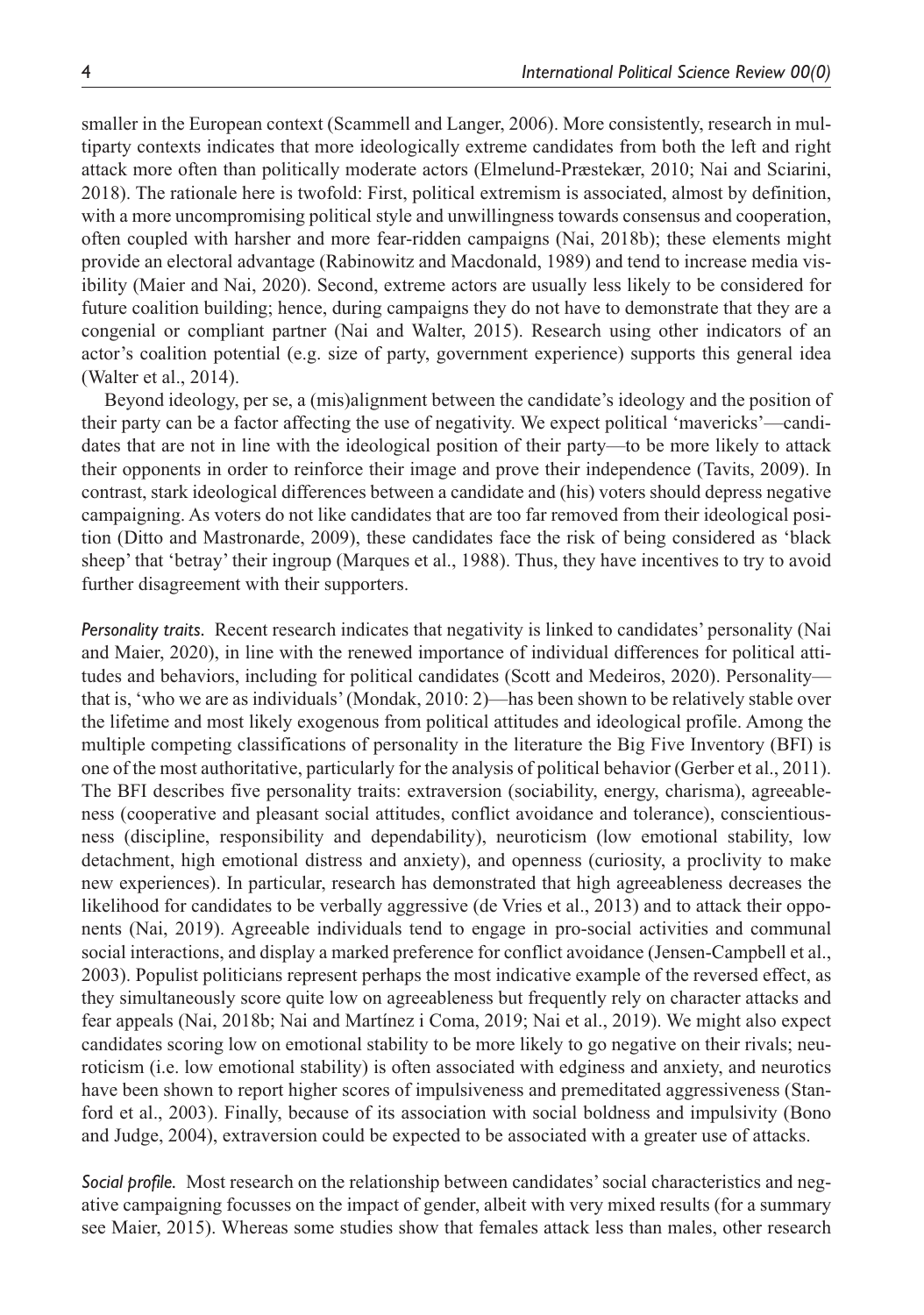smaller in the European context (Scammell and Langer, 2006). More consistently, research in multiparty contexts indicates that more ideologically extreme candidates from both the left and right attack more often than politically moderate actors (Elmelund-Præstekær, 2010; Nai and Sciarini, 2018). The rationale here is twofold: First, political extremism is associated, almost by definition, with a more uncompromising political style and unwillingness towards consensus and cooperation, often coupled with harsher and more fear-ridden campaigns (Nai, 2018b); these elements might provide an electoral advantage (Rabinowitz and Macdonald, 1989) and tend to increase media visibility (Maier and Nai, 2020). Second, extreme actors are usually less likely to be considered for future coalition building; hence, during campaigns they do not have to demonstrate that they are a congenial or compliant partner (Nai and Walter, 2015). Research using other indicators of an actor's coalition potential (e.g. size of party, government experience) supports this general idea (Walter et al., 2014).

Beyond ideology, per se, a (mis)alignment between the candidate's ideology and the position of their party can be a factor affecting the use of negativity. We expect political 'mavericks'—candidates that are not in line with the ideological position of their party—to be more likely to attack their opponents in order to reinforce their image and prove their independence (Tavits, 2009). In contrast, stark ideological differences between a candidate and (his) voters should depress negative campaigning. As voters do not like candidates that are too far removed from their ideological position (Ditto and Mastronarde, 2009), these candidates face the risk of being considered as 'black sheep' that 'betray' their ingroup (Marques et al., 1988). Thus, they have incentives to try to avoid further disagreement with their supporters.

*Personality traits.* Recent research indicates that negativity is linked to candidates' personality (Nai and Maier, 2020), in line with the renewed importance of individual differences for political attitudes and behaviors, including for political candidates (Scott and Medeiros, 2020). Personality—that is, 'who we are as individuals' (Mondak, 2010: 2)—has been shown to be relatively stable over the lifetime and most likely exogenous from political attitudes and ideological profile. Among the multiple competing classifications of personality in the literature the Big Five Inventory (BFI) is one of the most authoritative, particularly for the analysis of political behavior (Gerber et al., 2011). The BFI describes five personality traits: extraversion (sociability, energy, charisma), agreeableness (cooperative and pleasant social attitudes, conflict avoidance and tolerance), conscientiousness (discipline, responsibility and dependability), neuroticism (low emotional stability, low detachment, high emotional distress and anxiety), and openness (curiosity, a proclivity to make new experiences). In particular, research has demonstrated that high agreeableness decreases the likelihood for candidates to be verbally aggressive (de Vries et al., 2013) and to attack their opponents (Nai, 2019). Agreeable individuals tend to engage in pro-social activities and communal social interactions, and display a marked preference for conflict avoidance (Jensen-Campbell et al., 2003). Populist politicians represent perhaps the most indicative example of the reversed effect, as they simultaneously score quite low on agreeableness but frequently rely on character attacks and fear appeals (Nai, 2018b; Nai and Martínez i Coma, 2019; Nai et al., 2019). We might also expect candidates scoring low on emotional stability to be more likely to go negative on their rivals; neuroticism (i.e. low emotional stability) is often associated with edginess and anxiety, and neurotics have been shown to report higher scores of impulsiveness and premeditated aggressiveness (Stanford et al., 2003). Finally, because of its association with social boldness and impulsivity (Bono and Judge, 2004), extraversion could be expected to be associated with a greater use of attacks.

*Social profile.* Most research on the relationship between candidates' social characteristics and negative campaigning focusses on the impact of gender, albeit with very mixed results (for a summary see Maier, 2015). Whereas some studies show that females attack less than males, other research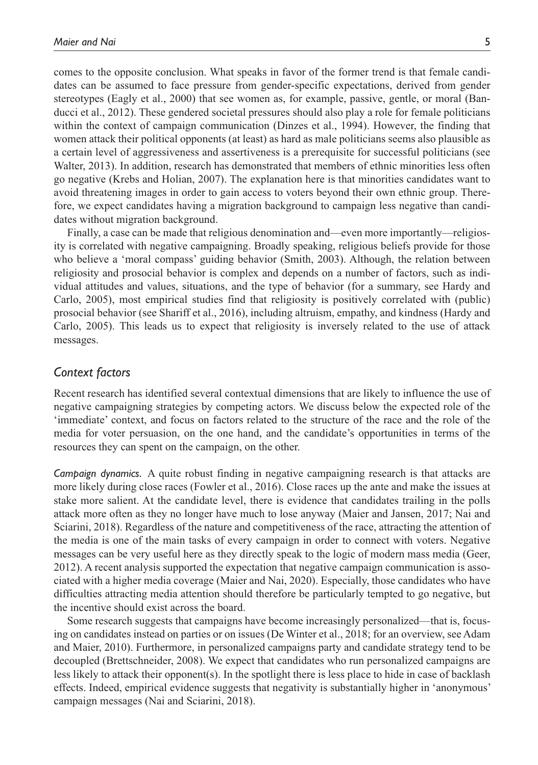comes to the opposite conclusion. What speaks in favor of the former trend is that female candidates can be assumed to face pressure from gender-specific expectations, derived from gender stereotypes (Eagly et al., 2000) that see women as, for example, passive, gentle, or moral (Banducci et al., 2012). These gendered societal pressures should also play a role for female politicians within the context of campaign communication (Dinzes et al., 1994). However, the finding that women attack their political opponents (at least) as hard as male politicians seems also plausible as a certain level of aggressiveness and assertiveness is a prerequisite for successful politicians (see Walter, 2013). In addition, research has demonstrated that members of ethnic minorities less often go negative (Krebs and Holian, 2007). The explanation here is that minorities candidates want to avoid threatening images in order to gain access to voters beyond their own ethnic group. Therefore, we expect candidates having a migration background to campaign less negative than candidates without migration background.

Finally, a case can be made that religious denomination and—even more importantly—religiosity is correlated with negative campaigning. Broadly speaking, religious beliefs provide for those who believe a 'moral compass' guiding behavior (Smith, 2003). Although, the relation between religiosity and prosocial behavior is complex and depends on a number of factors, such as individual attitudes and values, situations, and the type of behavior (for a summary, see Hardy and Carlo, 2005), most empirical studies find that religiosity is positively correlated with (public) prosocial behavior (see Shariff et al., 2016), including altruism, empathy, and kindness (Hardy and Carlo, 2005). This leads us to expect that religiosity is inversely related to the use of attack messages.

## *Context factors*

Recent research has identified several contextual dimensions that are likely to influence the use of negative campaigning strategies by competing actors. We discuss below the expected role of the 'immediate' context, and focus on factors related to the structure of the race and the role of the media for voter persuasion, on the one hand, and the candidate's opportunities in terms of the resources they can spent on the campaign, on the other.

*Campaign dynamics.* A quite robust finding in negative campaigning research is that attacks are more likely during close races (Fowler et al., 2016). Close races up the ante and make the issues at stake more salient. At the candidate level, there is evidence that candidates trailing in the polls attack more often as they no longer have much to lose anyway (Maier and Jansen, 2017; Nai and Sciarini, 2018). Regardless of the nature and competitiveness of the race, attracting the attention of the media is one of the main tasks of every campaign in order to connect with voters. Negative messages can be very useful here as they directly speak to the logic of modern mass media (Geer, 2012). A recent analysis supported the expectation that negative campaign communication is associated with a higher media coverage (Maier and Nai, 2020). Especially, those candidates who have difficulties attracting media attention should therefore be particularly tempted to go negative, but the incentive should exist across the board.

Some research suggests that campaigns have become increasingly personalized—that is, focusing on candidates instead on parties or on issues (De Winter et al., 2018; for an overview, see Adam and Maier, 2010). Furthermore, in personalized campaigns party and candidate strategy tend to be decoupled (Brettschneider, 2008). We expect that candidates who run personalized campaigns are less likely to attack their opponent(s). In the spotlight there is less place to hide in case of backlash effects. Indeed, empirical evidence suggests that negativity is substantially higher in 'anonymous' campaign messages (Nai and Sciarini, 2018).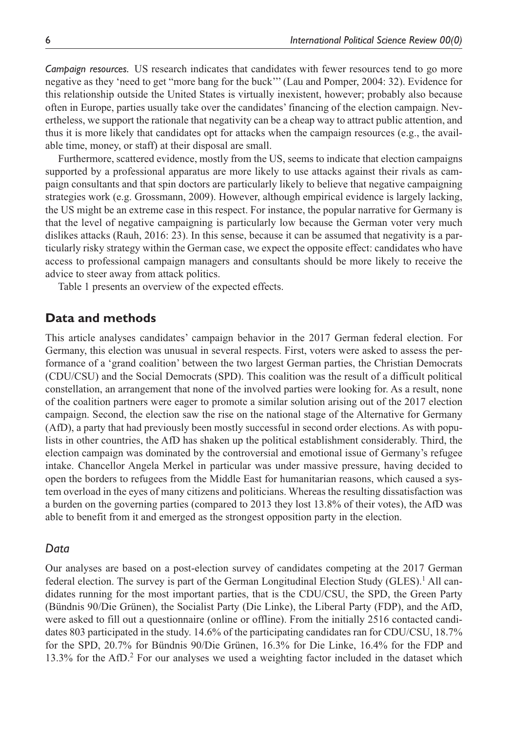*Campaign resources.* US research indicates that candidates with fewer resources tend to go more negative as they 'need to get "more bang for the buck"' (Lau and Pomper, 2004: 32). Evidence for this relationship outside the United States is virtually inexistent, however; probably also because often in Europe, parties usually take over the candidates' financing of the election campaign. Nevertheless, we support the rationale that negativity can be a cheap way to attract public attention, and thus it is more likely that candidates opt for attacks when the campaign resources (e.g., the available time, money, or staff) at their disposal are small.

Furthermore, scattered evidence, mostly from the US, seems to indicate that election campaigns supported by a professional apparatus are more likely to use attacks against their rivals as campaign consultants and that spin doctors are particularly likely to believe that negative campaigning strategies work (e.g. Grossmann, 2009). However, although empirical evidence is largely lacking, the US might be an extreme case in this respect. For instance, the popular narrative for Germany is that the level of negative campaigning is particularly low because the German voter very much dislikes attacks (Rauh, 2016: 23). In this sense, because it can be assumed that negativity is a particularly risky strategy within the German case, we expect the opposite effect: candidates who have access to professional campaign managers and consultants should be more likely to receive the advice to steer away from attack politics.

Table 1 presents an overview of the expected effects.

## Data and methods

This article analyses candidates' campaign behavior in the 2017 German federal election. For Germany, this election was unusual in several respects. First, voters were asked to assess the performance of a 'grand coalition' between the two largest German parties, the Christian Democrats (CDU/CSU) and the Social Democrats (SPD). This coalition was the result of a difficult political constellation, an arrangement that none of the involved parties were looking for. As a result, none of the coalition partners were eager to promote a similar solution arising out of the 2017 election campaign. Second, the election saw the rise on the national stage of the Alternative for Germany (AfD), a party that had previously been mostly successful in second order elections. As with populists in other countries, the AfD has shaken up the political establishment considerably. Third, the election campaign was dominated by the controversial and emotional issue of Germany's refugee intake. Chancellor Angela Merkel in particular was under massive pressure, having decided to open the borders to refugees from the Middle East for humanitarian reasons, which caused a system overload in the eyes of many citizens and politicians. Whereas the resulting dissatisfaction was a burden on the governing parties (compared to 2013 they lost 13.8% of their votes), the AfD was able to benefit from it and emerged as the strongest opposition party in the election.

### *Data*

Our analyses are based on a post-election survey of candidates competing at the 2017 German federal election. The survey is part of the German Longitudinal Election Study (GLES).[1] All candidates running for the most important parties, that is the CDU/CSU, the SPD, the Green Party (Bündnis 90/Die Grünen), the Socialist Party (Die Linke), the Liberal Party (FDP), and the AfD, were asked to fill out a questionnaire (online or offline). From the initially 2516 contacted candidates 803 participated in the study. 14.6% of the participating candidates ran for CDU/CSU, 18.7% for the SPD, 20.7% for Bündnis 90/Die Grünen, 16.3% for Die Linke, 16.4% for the FDP and 13.3% for the AfD.[2] For our analyses we used a weighting factor included in the dataset which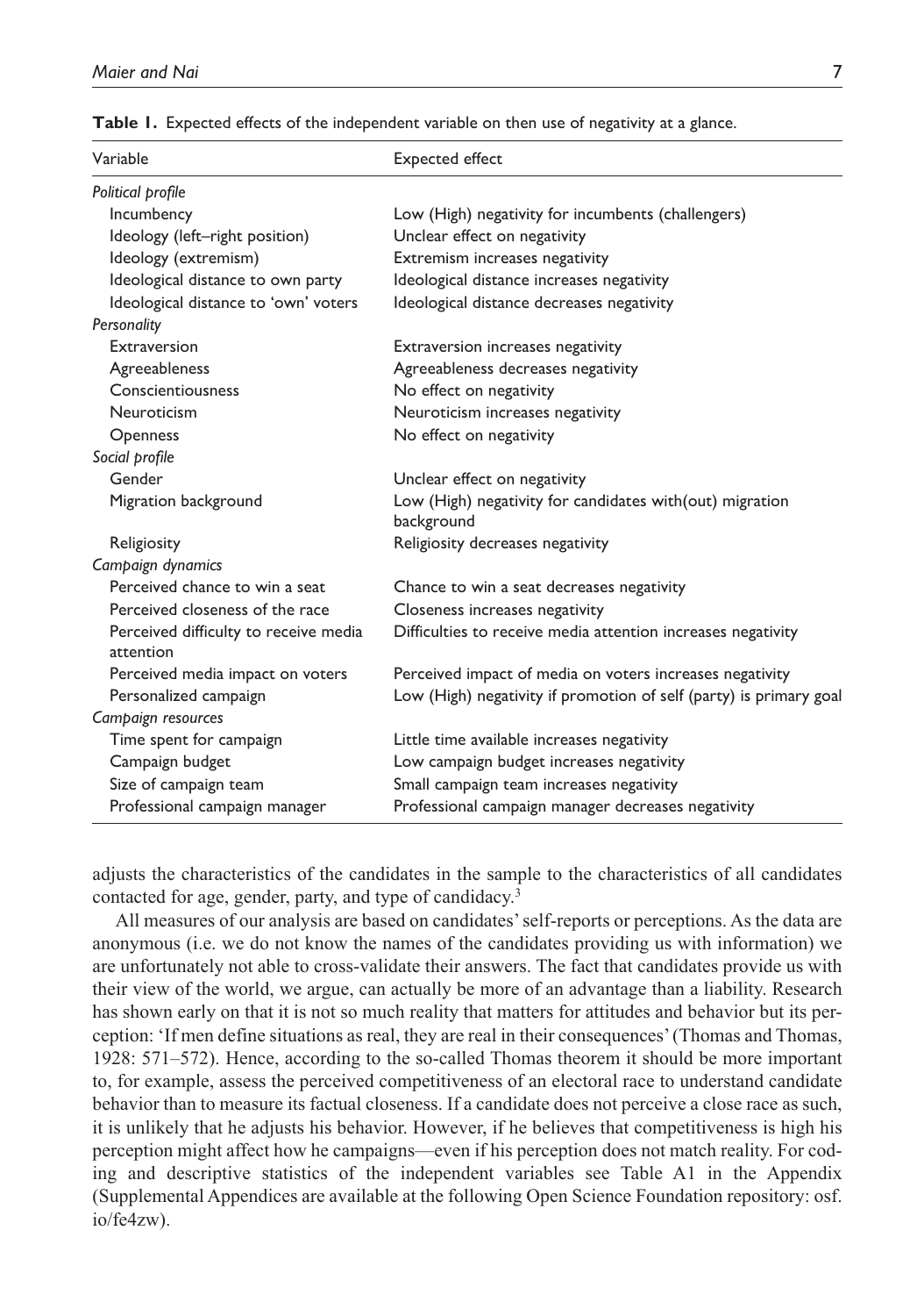**Table 1.** Expected effects of the independent variable on then use of negativity at a glance.

| Variable | Expected effect |
|---|---|
| *Political profile* | |
| Incumbency | Low (High) negativity for incumbents (challengers) |
| Ideology (left–right position) | Unclear effect on negativity |
| Ideology (extremism) | Extremism increases negativity |
| Ideological distance to own party | Ideological distance increases negativity |
| Ideological distance to 'own' voters | Ideological distance decreases negativity |
| *Personality* | |
| Extraversion | Extraversion increases negativity |
| Agreeableness | Agreeableness decreases negativity |
| Conscientiousness | No effect on negativity |
| Neuroticism | Neuroticism increases negativity |
| Openness | No effect on negativity |
| *Social profile* | |
| Gender | Unclear effect on negativity |
| Migration background | Low (High) negativity for candidates with(out) migration background |
| Religiosity | Religiosity decreases negativity |
| *Campaign dynamics* | |
| Perceived chance to win a seat | Chance to win a seat decreases negativity |
| Perceived closeness of the race | Closeness increases negativity |
| Perceived difficulty to receive media attention | Difficulties to receive media attention increases negativity |
| Perceived media impact on voters | Perceived impact of media on voters increases negativity |
| Personalized campaign | Low (High) negativity if promotion of self (party) is primary goal |
| *Campaign resources* | |
| Time spent for campaign | Little time available increases negativity |
| Campaign budget | Low campaign budget increases negativity |
| Size of campaign team | Small campaign team increases negativity |
| Professional campaign manager | Professional campaign manager decreases negativity |

adjusts the characteristics of the candidates in the sample to the characteristics of all candidates contacted for age, gender, party, and type of candidacy.[3]

All measures of our analysis are based on candidates' self-reports or perceptions. As the data are anonymous (i.e. we do not know the names of the candidates providing us with information) we are unfortunately not able to cross-validate their answers. The fact that candidates provide us with their view of the world, we argue, can actually be more of an advantage than a liability. Research has shown early on that it is not so much reality that matters for attitudes and behavior but its perception: 'If men define situations as real, they are real in their consequences' (Thomas and Thomas, 1928: 571–572). Hence, according to the so-called Thomas theorem it should be more important to, for example, assess the perceived competitiveness of an electoral race to understand candidate behavior than to measure its factual closeness. If a candidate does not perceive a close race as such, it is unlikely that he adjusts his behavior. However, if he believes that competitiveness is high his perception might affect how he campaigns—even if his perception does not match reality. For coding and descriptive statistics of the independent variables see Table A1 in the Appendix (Supplemental Appendices are available at the following Open Science Foundation repository: osf.io/fe4zw).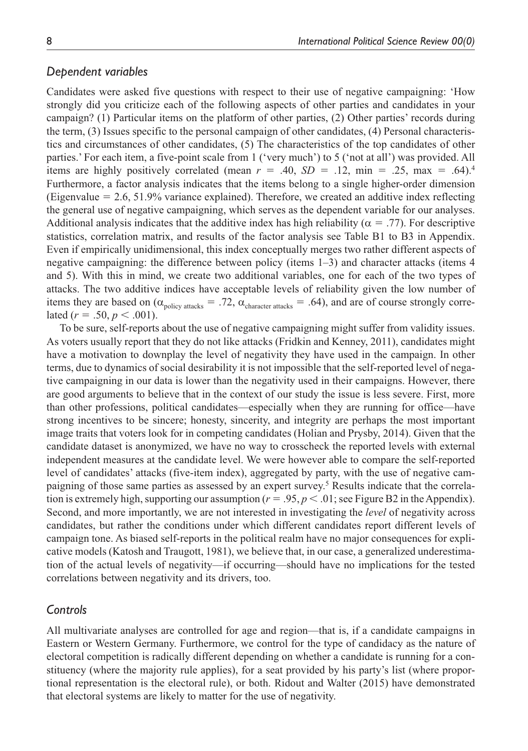### *Dependent variables*

Candidates were asked five questions with respect to their use of negative campaigning: 'How strongly did you criticize each of the following aspects of other parties and candidates in your campaign? (1) Particular items on the platform of other parties, (2) Other parties' records during the term, (3) Issues specific to the personal campaign of other candidates, (4) Personal characteristics and circumstances of other candidates, (5) The characteristics of the top candidates of other parties.' For each item, a five-point scale from 1 ('very much') to 5 ('not at all') was provided. All items are highly positively correlated (mean $r = .40$, $SD = .12$, min $= .25$, max $= .64$).[4] Furthermore, a factor analysis indicates that the items belong to a single higher-order dimension (Eigenvalue $= 2.6$, 51.9% variance explained). Therefore, we created an additive index reflecting the general use of negative campaigning, which serves as the dependent variable for our analyses. Additional analysis indicates that the additive index has high reliability ($\alpha = .77$). For descriptive statistics, correlation matrix, and results of the factor analysis see Table B1 to B3 in Appendix. Even if empirically unidimensional, this index conceptually merges two rather different aspects of negative campaigning: the difference between policy (items 1–3) and character attacks (items 4 and 5). With this in mind, we create two additional variables, one for each of the two types of attacks. The two additive indices have acceptable levels of reliability given the low number of items they are based on ($\alpha_{\text{policy attacks}} = .72$, $\alpha_{\text{character attacks}} = .64$), and are of course strongly correlated ($r = .50$, $p < .001$).

To be sure, self-reports about the use of negative campaigning might suffer from validity issues. As voters usually report that they do not like attacks (Fridkin and Kenney, 2011), candidates might have a motivation to downplay the level of negativity they have used in the campaign. In other terms, due to dynamics of social desirability it is not impossible that the self-reported level of negative campaigning in our data is lower than the negativity used in their campaigns. However, there are good arguments to believe that in the context of our study the issue is less severe. First, more than other professions, political candidates—especially when they are running for office—have strong incentives to be sincere; honesty, sincerity, and integrity are perhaps the most important image traits that voters look for in competing candidates (Holian and Prysby, 2014). Given that the candidate dataset is anonymized, we have no way to crosscheck the reported levels with external independent measures at the candidate level. We were however able to compare the self-reported level of candidates' attacks (five-item index), aggregated by party, with the use of negative campaigning of those same parties as assessed by an expert survey.[5] Results indicate that the correlation is extremely high, supporting our assumption ($r = .95$, $p < .01$; see Figure B2 in the Appendix). Second, and more importantly, we are not interested in investigating the *level* of negativity across candidates, but rather the conditions under which different candidates report different levels of campaign tone. As biased self-reports in the political realm have no major consequences for explicative models (Katosh and Traugott, 1981), we believe that, in our case, a generalized underestimation of the actual levels of negativity—if occurring—should have no implications for the tested correlations between negativity and its drivers, too.

### *Controls*

All multivariate analyses are controlled for age and region—that is, if a candidate campaigns in Eastern or Western Germany. Furthermore, we control for the type of candidacy as the nature of electoral competition is radically different depending on whether a candidate is running for a constituency (where the majority rule applies), for a seat provided by his party's list (where proportional representation is the electoral rule), or both. Ridout and Walter (2015) have demonstrated that electoral systems are likely to matter for the use of negativity.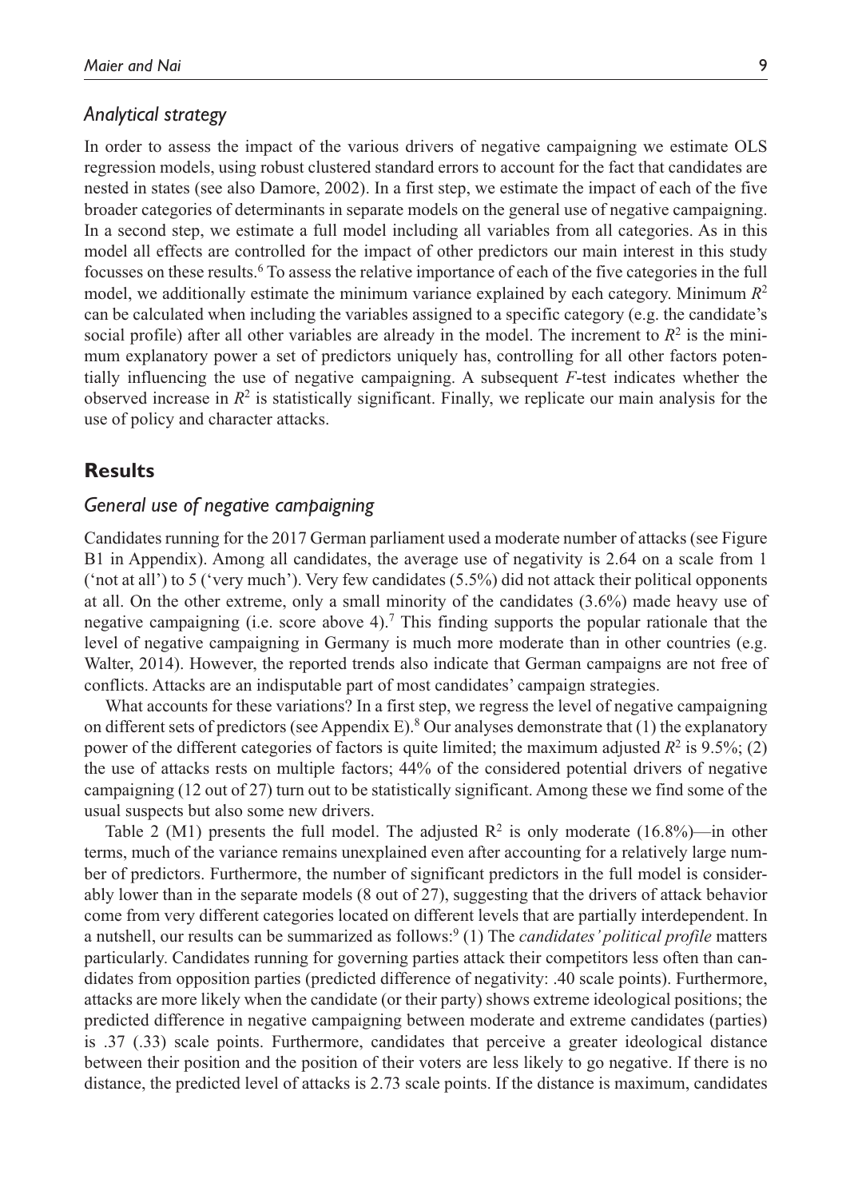### *Analytical strategy*

In order to assess the impact of the various drivers of negative campaigning we estimate OLS regression models, using robust clustered standard errors to account for the fact that candidates are nested in states (see also Damore, 2002). In a first step, we estimate the impact of each of the five broader categories of determinants in separate models on the general use of negative campaigning. In a second step, we estimate a full model including all variables from all categories. As in this model all effects are controlled for the impact of other predictors our main interest in this study focusses on these results.[6] To assess the relative importance of each of the five categories in the full model, we additionally estimate the minimum variance explained by each category. Minimum $R^2$ can be calculated when including the variables assigned to a specific category (e.g. the candidate's social profile) after all other variables are already in the model. The increment to $R^2$ is the minimum explanatory power a set of predictors uniquely has, controlling for all other factors potentially influencing the use of negative campaigning. A subsequent $F$-test indicates whether the observed increase in $R^2$ is statistically significant. Finally, we replicate our main analysis for the use of policy and character attacks.

## **Results**

### *General use of negative campaigning*

Candidates running for the 2017 German parliament used a moderate number of attacks (see Figure B1 in Appendix). Among all candidates, the average use of negativity is 2.64 on a scale from 1 ('not at all') to 5 ('very much'). Very few candidates (5.5%) did not attack their political opponents at all. On the other extreme, only a small minority of the candidates (3.6%) made heavy use of negative campaigning (i.e. score above 4).[7] This finding supports the popular rationale that the level of negative campaigning in Germany is much more moderate than in other countries (e.g. Walter, 2014). However, the reported trends also indicate that German campaigns are not free of conflicts. Attacks are an indisputable part of most candidates' campaign strategies.

What accounts for these variations? In a first step, we regress the level of negative campaigning on different sets of predictors (see Appendix E).[8] Our analyses demonstrate that (1) the explanatory power of the different categories of factors is quite limited; the maximum adjusted $R^2$ is 9.5%; (2) the use of attacks rests on multiple factors; 44% of the considered potential drivers of negative campaigning (12 out of 27) turn out to be statistically significant. Among these we find some of the usual suspects but also some new drivers.

Table 2 (M1) presents the full model. The adjusted $R^2$ is only moderate (16.8%)—in other terms, much of the variance remains unexplained even after accounting for a relatively large number of predictors. Furthermore, the number of significant predictors in the full model is considerably lower than in the separate models (8 out of 27), suggesting that the drivers of attack behavior come from very different categories located on different levels that are partially interdependent. In a nutshell, our results can be summarized as follows:[9] (1) The *candidates' political profile* matters particularly. Candidates running for governing parties attack their competitors less often than candidates from opposition parties (predicted difference of negativity: .40 scale points). Furthermore, attacks are more likely when the candidate (or their party) shows extreme ideological positions; the predicted difference in negative campaigning between moderate and extreme candidates (parties) is .37 (.33) scale points. Furthermore, candidates that perceive a greater ideological distance between their position and the position of their voters are less likely to go negative. If there is no distance, the predicted level of attacks is 2.73 scale points. If the distance is maximum, candidates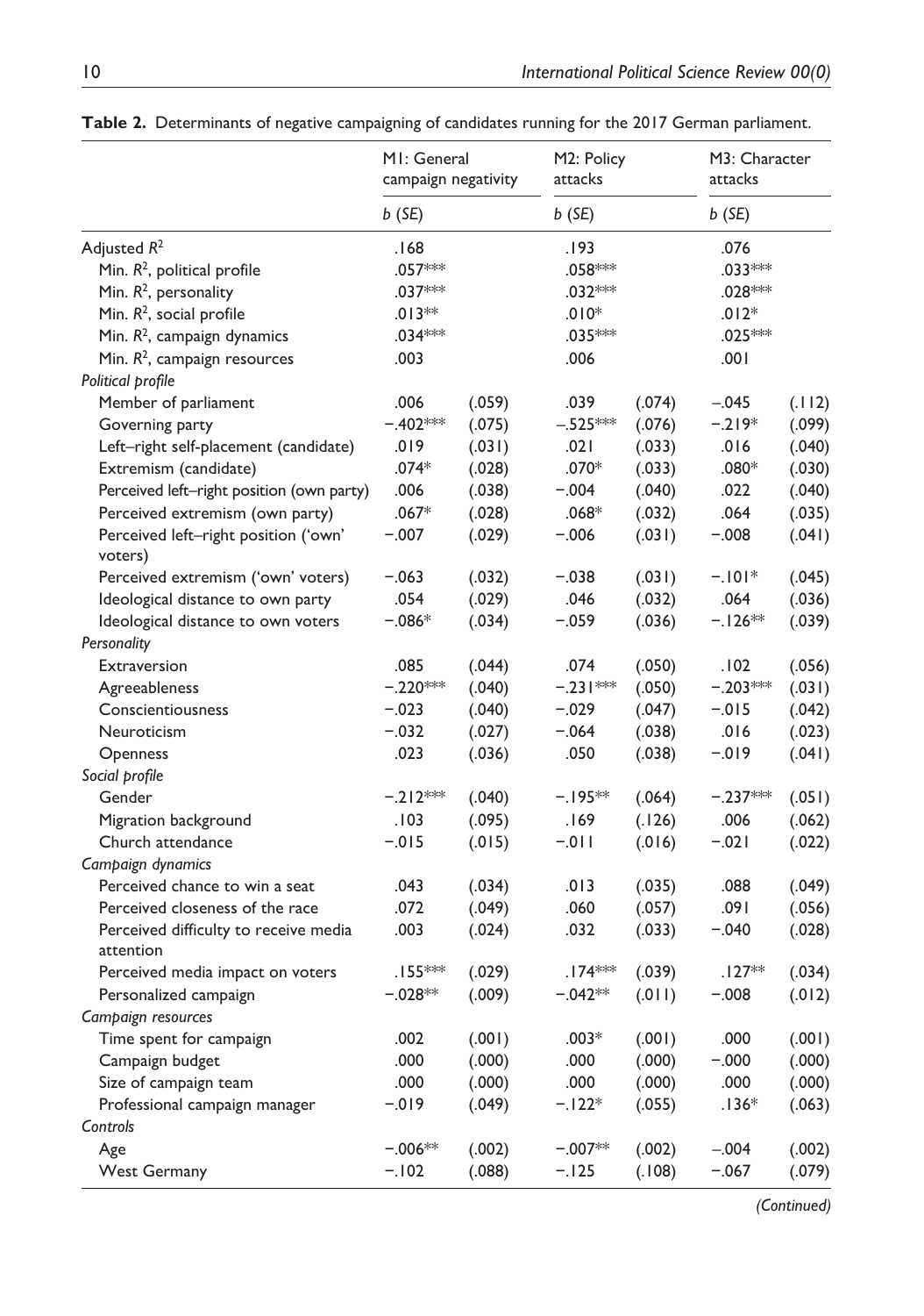**Table 2.** Determinants of negative campaigning of candidates running for the 2017 German parliament.

| | M1: General campaign negativity | | M2: Policy attacks | | M3: Character attacks | |
|---|---|---|---|---|---|---|
| | *b* (*SE*) | | *b* (*SE*) | | *b* (*SE*) | |
| Adjusted $R^2$ | .168 | | .193 | | .076 | |
| Min. $R^2$, political profile | .057*** | | .058*** | | .033*** | |
| Min. $R^2$, personality | .037*** | | .032*** | | .028*** | |
| Min. $R^2$, social profile | .013** | | .010* | | .012* | |
| Min. $R^2$, campaign dynamics | .034*** | | .035*** | | .025*** | |
| Min. $R^2$, campaign resources | .003 | | .006 | | .001 | |
| *Political profile* | | | | | | |
| Member of parliament | .006 | (.059) | .039 | (.074) | −.045 | (.112) |
| Governing party | −.402*** | (.075) | −.525*** | (.076) | −.219* | (.099) |
| Left–right self-placement (candidate) | .019 | (.031) | .021 | (.033) | .016 | (.040) |
| Extremism (candidate) | .074* | (.028) | .070* | (.033) | .080* | (.030) |
| Perceived left–right position (own party) | .006 | (.038) | −.004 | (.040) | .022 | (.040) |
| Perceived extremism (own party) | .067* | (.028) | .068* | (.032) | .064 | (.035) |
| Perceived left–right position ('own' voters) | −.007 | (.029) | −.006 | (.031) | −.008 | (.041) |
| Perceived extremism ('own' voters) | −.063 | (.032) | −.038 | (.031) | −.101* | (.045) |
| Ideological distance to own party | .054 | (.029) | .046 | (.032) | .064 | (.036) |
| Ideological distance to own voters | −.086* | (.034) | −.059 | (.036) | −.126** | (.039) |
| *Personality* | | | | | | |
| Extraversion | .085 | (.044) | .074 | (.050) | .102 | (.056) |
| Agreeableness | −.220*** | (.040) | −.231*** | (.050) | −.203*** | (.031) |
| Conscientiousness | −.023 | (.040) | −.029 | (.047) | −.015 | (.042) |
| Neuroticism | −.032 | (.027) | −.064 | (.038) | .016 | (.023) |
| Openness | .023 | (.036) | .050 | (.038) | −.019 | (.041) |
| *Social profile* | | | | | | |
| Gender | −.212*** | (.040) | −.195** | (.064) | −.237*** | (.051) |
| Migration background | .103 | (.095) | .169 | (.126) | .006 | (.062) |
| Church attendance | −.015 | (.015) | −.011 | (.016) | −.021 | (.022) |
| *Campaign dynamics* | | | | | | |
| Perceived chance to win a seat | .043 | (.034) | .013 | (.035) | .088 | (.049) |
| Perceived closeness of the race | .072 | (.049) | .060 | (.057) | .091 | (.056) |
| Perceived difficulty to receive media attention | .003 | (.024) | .032 | (.033) | −.040 | (.028) |
| Perceived media impact on voters | .155*** | (.029) | .174*** | (.039) | .127** | (.034) |
| Personalized campaign | −.028** | (.009) | −.042** | (.011) | −.008 | (.012) |
| *Campaign resources* | | | | | | |
| Time spent for campaign | .002 | (.001) | .003* | (.001) | .000 | (.001) |
| Campaign budget | .000 | (.000) | .000 | (.000) | −.000 | (.000) |
| Size of campaign team | .000 | (.000) | .000 | (.000) | .000 | (.000) |
| Professional campaign manager | −.019 | (.049) | −.122* | (.055) | .136* | (.063) |
| *Controls* | | | | | | |
| Age | −.006** | (.002) | −.007** | (.002) | −.004 | (.002) |
| West Germany | −.102 | (.088) | −.125 | (.108) | −.067 | (.079) |

*(Continued)*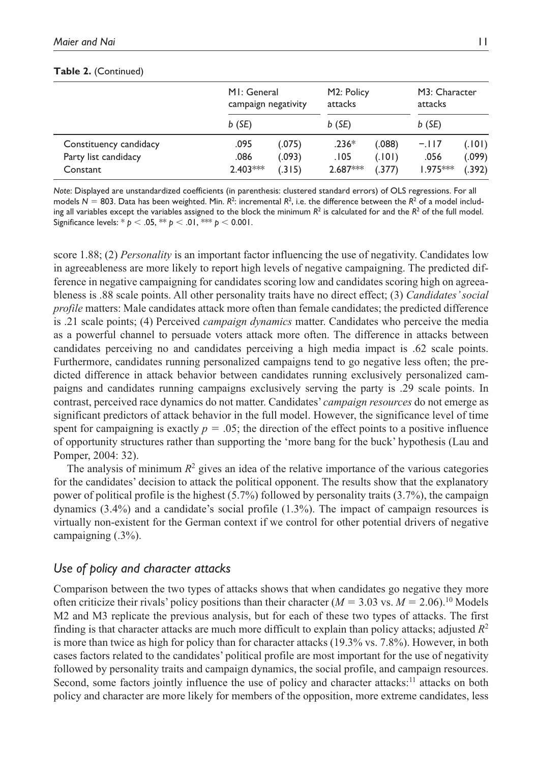**Table 2.** (Continued)

| | M1: General campaign negativity | | M2: Policy attacks | | M3: Character attacks | |
|---|---|---|---|---|---|---|
| | *b* (*SE*) | | *b* (*SE*) | | *b* (*SE*) | |
| Constituency candidacy | .095 | (.075) | .236* | (.088) | −.117 | (.101) |
| Party list candidacy | .086 | (.093) | .105 | (.101) | .056 | (.099) |
| Constant | 2.403*** | (.315) | 2.687*** | (.377) | 1.975*** | (.392) |

*Note*: Displayed are unstandardized coefficients (in parenthesis: clustered standard errors) of OLS regressions. For all models $N = 803$. Data has been weighted. Min. $R^2$: incremental $R^2$, i.e. the difference between the $R^2$ of a model including all variables except the variables assigned to the block the minimum $R^2$ is calculated for and the $R^2$ of the full model. Significance levels: * $p < .05$, ** $p < .01$, *** $p < 0.001$.

score 1.88; (2) *Personality* is an important factor influencing the use of negativity. Candidates low in agreeableness are more likely to report high levels of negative campaigning. The predicted difference in negative campaigning for candidates scoring low and candidates scoring high on agreeableness is .88 scale points. All other personality traits have no direct effect; (3) *Candidates' social profile* matters: Male candidates attack more often than female candidates; the predicted difference is .21 scale points; (4) Perceived *campaign dynamics* matter. Candidates who perceive the media as a powerful channel to persuade voters attack more often. The difference in attacks between candidates perceiving no and candidates perceiving a high media impact is .62 scale points. Furthermore, candidates running personalized campaigns tend to go negative less often; the predicted difference in attack behavior between candidates running exclusively personalized campaigns and candidates running campaigns exclusively serving the party is .29 scale points. In contrast, perceived race dynamics do not matter. Candidates' *campaign resources* do not emerge as significant predictors of attack behavior in the full model. However, the significance level of time spent for campaigning is exactly $p = .05$; the direction of the effect points to a positive influence of opportunity structures rather than supporting the 'more bang for the buck' hypothesis (Lau and Pomper, 2004: 32).

The analysis of minimum $R^2$ gives an idea of the relative importance of the various categories for the candidates' decision to attack the political opponent. The results show that the explanatory power of political profile is the highest (5.7%) followed by personality traits (3.7%), the campaign dynamics (3.4%) and a candidate's social profile (1.3%). The impact of campaign resources is virtually non-existent for the German context if we control for other potential drivers of negative campaigning (.3%).

### *Use of policy and character attacks*

Comparison between the two types of attacks shows that when candidates go negative they more often criticize their rivals' policy positions than their character ($M = 3.03$ vs. $M = 2.06$).[10] Models M2 and M3 replicate the previous analysis, but for each of these two types of attacks. The first finding is that character attacks are much more difficult to explain than policy attacks; adjusted $R^2$ is more than twice as high for policy than for character attacks (19.3% vs. 7.8%). However, in both cases factors related to the candidates' political profile are most important for the use of negativity followed by personality traits and campaign dynamics, the social profile, and campaign resources. Second, some factors jointly influence the use of policy and character attacks:[11] attacks on both policy and character are more likely for members of the opposition, more extreme candidates, less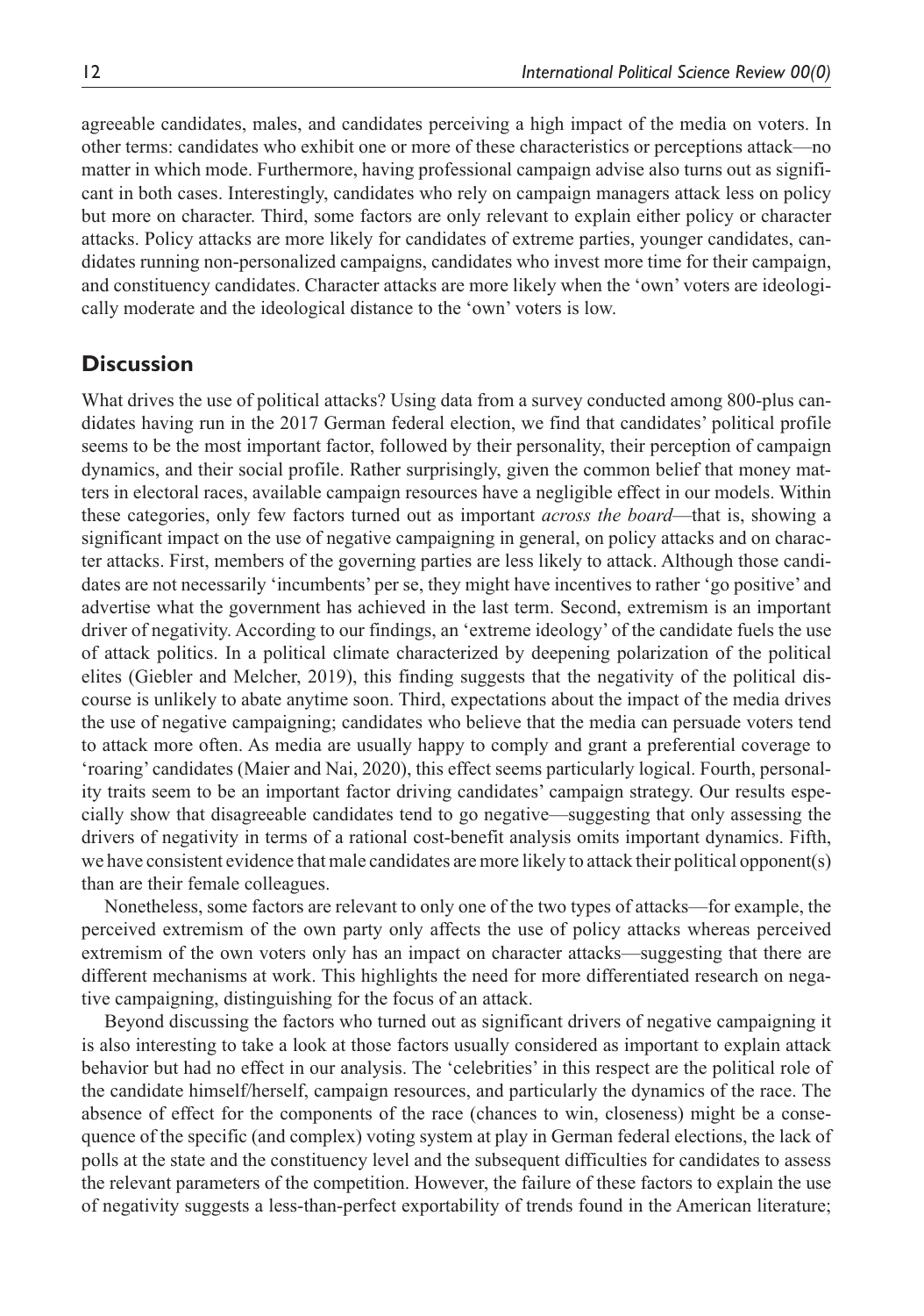agreeable candidates, males, and candidates perceiving a high impact of the media on voters. In other terms: candidates who exhibit one or more of these characteristics or perceptions attack—no matter in which mode. Furthermore, having professional campaign advise also turns out as significant in both cases. Interestingly, candidates who rely on campaign managers attack less on policy but more on character. Third, some factors are only relevant to explain either policy or character attacks. Policy attacks are more likely for candidates of extreme parties, younger candidates, candidates running non-personalized campaigns, candidates who invest more time for their campaign, and constituency candidates. Character attacks are more likely when the 'own' voters are ideologically moderate and the ideological distance to the 'own' voters is low.

## Discussion

What drives the use of political attacks? Using data from a survey conducted among 800-plus candidates having run in the 2017 German federal election, we find that candidates' political profile seems to be the most important factor, followed by their personality, their perception of campaign dynamics, and their social profile. Rather surprisingly, given the common belief that money matters in electoral races, available campaign resources have a negligible effect in our models. Within these categories, only few factors turned out as important *across the board*—that is, showing a significant impact on the use of negative campaigning in general, on policy attacks and on character attacks. First, members of the governing parties are less likely to attack. Although those candidates are not necessarily 'incumbents' per se, they might have incentives to rather 'go positive' and advertise what the government has achieved in the last term. Second, extremism is an important driver of negativity. According to our findings, an 'extreme ideology' of the candidate fuels the use of attack politics. In a political climate characterized by deepening polarization of the political elites (Giebler and Melcher, 2019), this finding suggests that the negativity of the political discourse is unlikely to abate anytime soon. Third, expectations about the impact of the media drives the use of negative campaigning; candidates who believe that the media can persuade voters tend to attack more often. As media are usually happy to comply and grant a preferential coverage to 'roaring' candidates (Maier and Nai, 2020), this effect seems particularly logical. Fourth, personality traits seem to be an important factor driving candidates' campaign strategy. Our results especially show that disagreeable candidates tend to go negative—suggesting that only assessing the drivers of negativity in terms of a rational cost-benefit analysis omits important dynamics. Fifth, we have consistent evidence that male candidates are more likely to attack their political opponent(s) than are their female colleagues.

Nonetheless, some factors are relevant to only one of the two types of attacks—for example, the perceived extremism of the own party only affects the use of policy attacks whereas perceived extremism of the own voters only has an impact on character attacks—suggesting that there are different mechanisms at work. This highlights the need for more differentiated research on negative campaigning, distinguishing for the focus of an attack.

Beyond discussing the factors who turned out as significant drivers of negative campaigning it is also interesting to take a look at those factors usually considered as important to explain attack behavior but had no effect in our analysis. The 'celebrities' in this respect are the political role of the candidate himself/herself, campaign resources, and particularly the dynamics of the race. The absence of effect for the components of the race (chances to win, closeness) might be a consequence of the specific (and complex) voting system at play in German federal elections, the lack of polls at the state and the constituency level and the subsequent difficulties for candidates to assess the relevant parameters of the competition. However, the failure of these factors to explain the use of negativity suggests a less-than-perfect exportability of trends found in the American literature;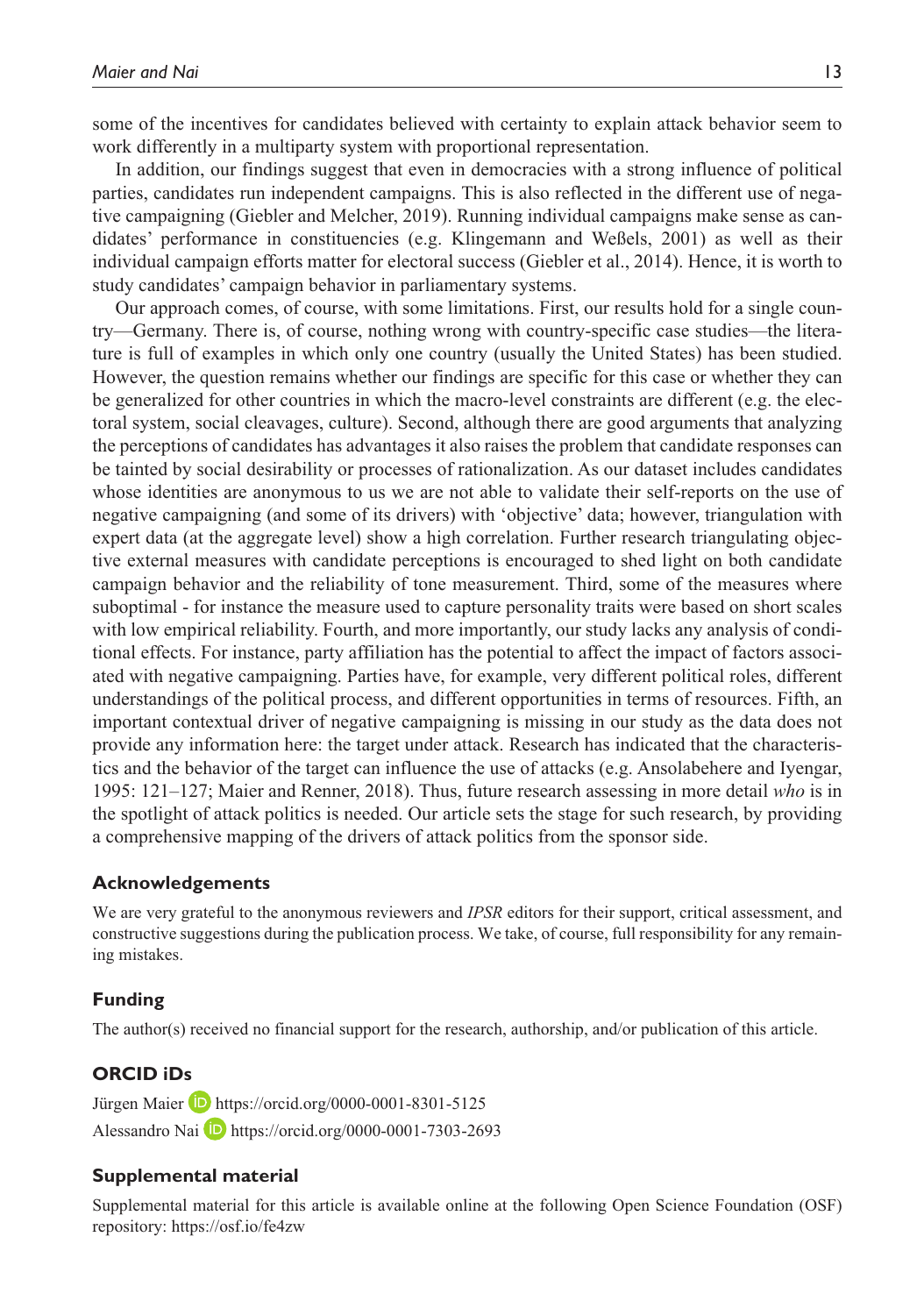some of the incentives for candidates believed with certainty to explain attack behavior seem to work differently in a multiparty system with proportional representation.

In addition, our findings suggest that even in democracies with a strong influence of political parties, candidates run independent campaigns. This is also reflected in the different use of negative campaigning (Giebler and Melcher, 2019). Running individual campaigns make sense as candidates' performance in constituencies (e.g. Klingemann and Weßels, 2001) as well as their individual campaign efforts matter for electoral success (Giebler et al., 2014). Hence, it is worth to study candidates' campaign behavior in parliamentary systems.

Our approach comes, of course, with some limitations. First, our results hold for a single country—Germany. There is, of course, nothing wrong with country-specific case studies—the literature is full of examples in which only one country (usually the United States) has been studied. However, the question remains whether our findings are specific for this case or whether they can be generalized for other countries in which the macro-level constraints are different (e.g. the electoral system, social cleavages, culture). Second, although there are good arguments that analyzing the perceptions of candidates has advantages it also raises the problem that candidate responses can be tainted by social desirability or processes of rationalization. As our dataset includes candidates whose identities are anonymous to us we are not able to validate their self-reports on the use of negative campaigning (and some of its drivers) with 'objective' data; however, triangulation with expert data (at the aggregate level) show a high correlation. Further research triangulating objective external measures with candidate perceptions is encouraged to shed light on both candidate campaign behavior and the reliability of tone measurement. Third, some of the measures where suboptimal - for instance the measure used to capture personality traits were based on short scales with low empirical reliability. Fourth, and more importantly, our study lacks any analysis of conditional effects. For instance, party affiliation has the potential to affect the impact of factors associated with negative campaigning. Parties have, for example, very different political roles, different understandings of the political process, and different opportunities in terms of resources. Fifth, an important contextual driver of negative campaigning is missing in our study as the data does not provide any information here: the target under attack. Research has indicated that the characteristics and the behavior of the target can influence the use of attacks (e.g. Ansolabehere and Iyengar, 1995: 121–127; Maier and Renner, 2018). Thus, future research assessing in more detail *who* is in the spotlight of attack politics is needed. Our article sets the stage for such research, by providing a comprehensive mapping of the drivers of attack politics from the sponsor side.

## Acknowledgements

We are very grateful to the anonymous reviewers and *IPSR* editors for their support, critical assessment, and constructive suggestions during the publication process. We take, of course, full responsibility for any remaining mistakes.

## Funding

The author(s) received no financial support for the research, authorship, and/or publication of this article.

## ORCID iDs

Jürgen Maier https://orcid.org/0000-0001-8301-5125

Alessandro Nai https://orcid.org/0000-0001-7303-2693

## Supplemental material

Supplemental material for this article is available online at the following Open Science Foundation (OSF) repository: https://osf.io/fe4zw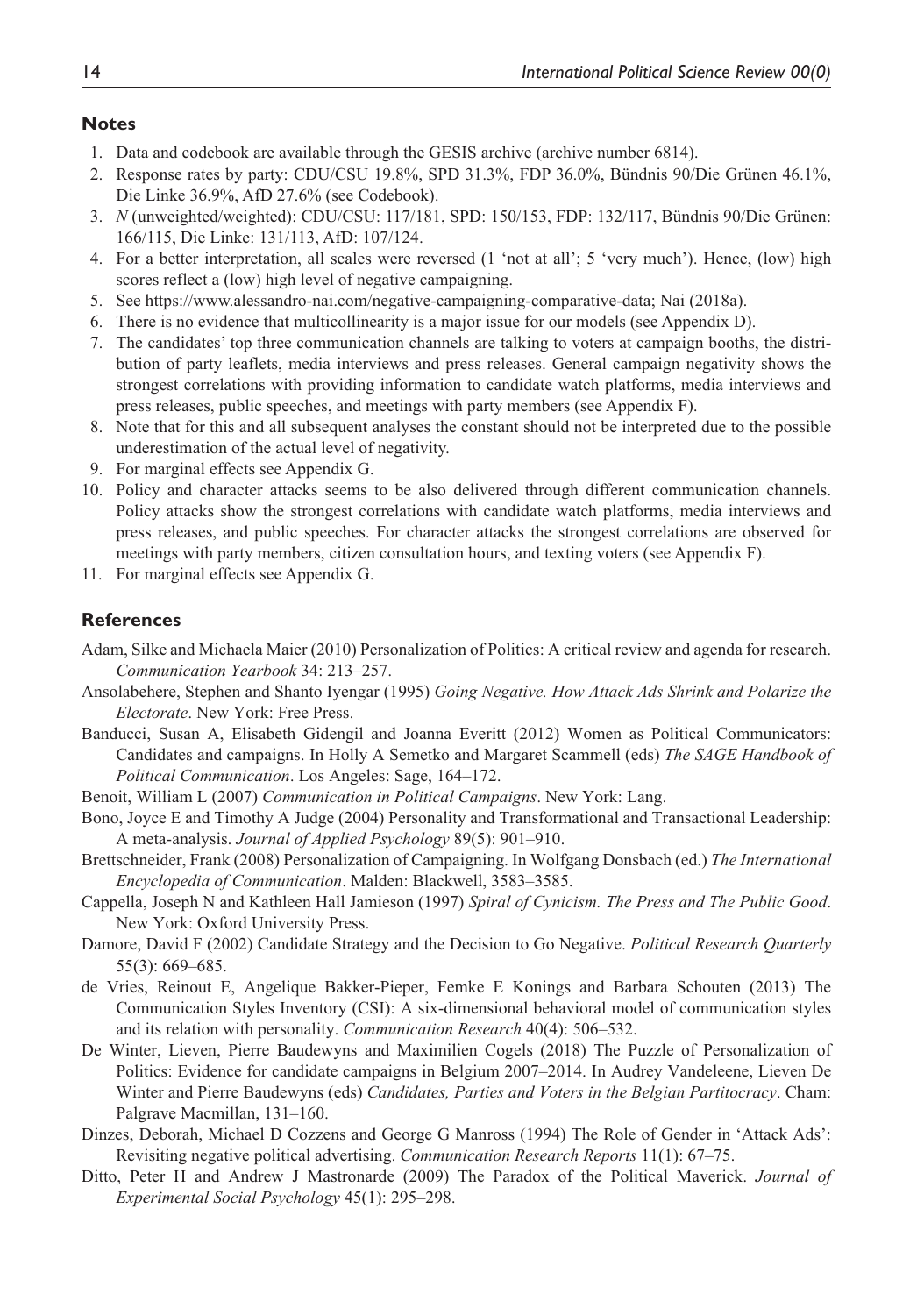## Notes

1. Data and codebook are available through the GESIS archive (archive number 6814).
2. Response rates by party: CDU/CSU 19.8%, SPD 31.3%, FDP 36.0%, Bündnis 90/Die Grünen 46.1%, Die Linke 36.9%, AfD 27.6% (see Codebook).
3. *N* (unweighted/weighted): CDU/CSU: 117/181, SPD: 150/153, FDP: 132/117, Bündnis 90/Die Grünen: 166/115, Die Linke: 131/113, AfD: 107/124.
4. For a better interpretation, all scales were reversed (1 'not at all'; 5 'very much'). Hence, (low) high scores reflect a (low) high level of negative campaigning.
5. See https://www.alessandro-nai.com/negative-campaigning-comparative-data; Nai (2018a).
6. There is no evidence that multicollinearity is a major issue for our models (see Appendix D).
7. The candidates' top three communication channels are talking to voters at campaign booths, the distribution of party leaflets, media interviews and press releases. General campaign negativity shows the strongest correlations with providing information to candidate watch platforms, media interviews and press releases, public speeches, and meetings with party members (see Appendix F).
8. Note that for this and all subsequent analyses the constant should not be interpreted due to the possible underestimation of the actual level of negativity.
9. For marginal effects see Appendix G.
10. Policy and character attacks seems to be also delivered through different communication channels. Policy attacks show the strongest correlations with candidate watch platforms, media interviews and press releases, and public speeches. For character attacks the strongest correlations are observed for meetings with party members, citizen consultation hours, and texting voters (see Appendix F).
11. For marginal effects see Appendix G.

## References

Adam, Silke and Michaela Maier (2010) Personalization of Politics: A critical review and agenda for research. *Communication Yearbook* 34: 213–257.

Ansolabehere, Stephen and Shanto Iyengar (1995) *Going Negative. How Attack Ads Shrink and Polarize the Electorate*. New York: Free Press.

Banducci, Susan A, Elisabeth Gidengil and Joanna Everitt (2012) Women as Political Communicators: Candidates and campaigns. In Holly A Semetko and Margaret Scammell (eds) *The SAGE Handbook of Political Communication*. Los Angeles: Sage, 164–172.

Benoit, William L (2007) *Communication in Political Campaigns*. New York: Lang.

Bono, Joyce E and Timothy A Judge (2004) Personality and Transformational and Transactional Leadership: A meta-analysis. *Journal of Applied Psychology* 89(5): 901–910.

Brettschneider, Frank (2008) Personalization of Campaigning. In Wolfgang Donsbach (ed.) *The International Encyclopedia of Communication*. Malden: Blackwell, 3583–3585.

Cappella, Joseph N and Kathleen Hall Jamieson (1997) *Spiral of Cynicism. The Press and The Public Good*. New York: Oxford University Press.

Damore, David F (2002) Candidate Strategy and the Decision to Go Negative. *Political Research Quarterly* 55(3): 669–685.

de Vries, Reinout E, Angelique Bakker-Pieper, Femke E Konings and Barbara Schouten (2013) The Communication Styles Inventory (CSI): A six-dimensional behavioral model of communication styles and its relation with personality. *Communication Research* 40(4): 506–532.

De Winter, Lieven, Pierre Baudewyns and Maximilien Cogels (2018) The Puzzle of Personalization of Politics: Evidence for candidate campaigns in Belgium 2007–2014. In Audrey Vandeleene, Lieven De Winter and Pierre Baudewyns (eds) *Candidates, Parties and Voters in the Belgian Partitocracy*. Cham: Palgrave Macmillan, 131–160.

Dinzes, Deborah, Michael D Cozzens and George G Manross (1994) The Role of Gender in 'Attack Ads': Revisiting negative political advertising. *Communication Research Reports* 11(1): 67–75.

Ditto, Peter H and Andrew J Mastronarde (2009) The Paradox of the Political Maverick. *Journal of Experimental Social Psychology* 45(1): 295–298.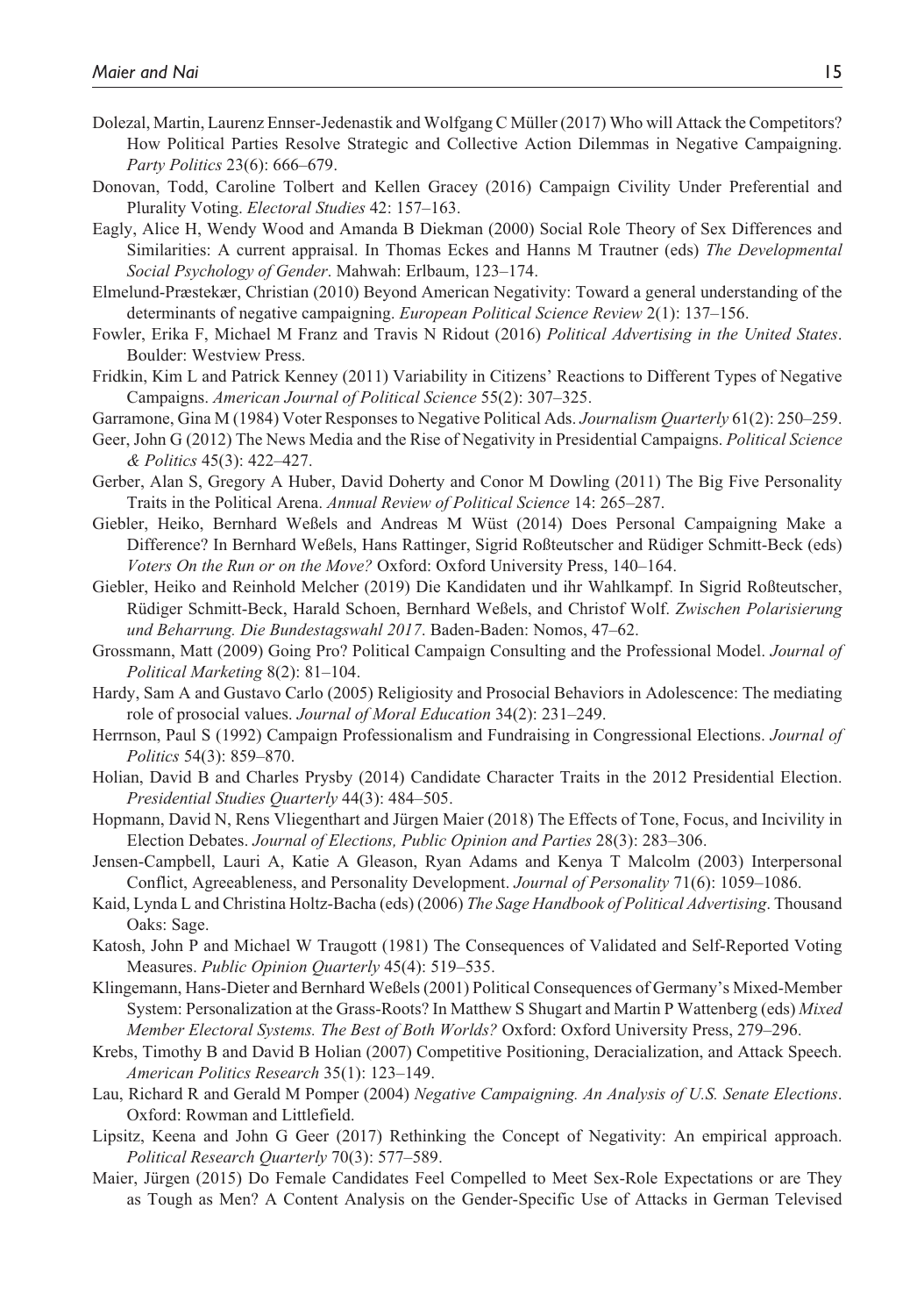Dolezal, Martin, Laurenz Ennser-Jedenastik and Wolfgang C Müller (2017) Who will Attack the Competitors? How Political Parties Resolve Strategic and Collective Action Dilemmas in Negative Campaigning. *Party Politics* 23(6): 666–679.

Donovan, Todd, Caroline Tolbert and Kellen Gracey (2016) Campaign Civility Under Preferential and Plurality Voting. *Electoral Studies* 42: 157–163.

Eagly, Alice H, Wendy Wood and Amanda B Diekman (2000) Social Role Theory of Sex Differences and Similarities: A current appraisal. In Thomas Eckes and Hanns M Trautner (eds) *The Developmental Social Psychology of Gender*. Mahwah: Erlbaum, 123–174.

Elmelund-Præstekær, Christian (2010) Beyond American Negativity: Toward a general understanding of the determinants of negative campaigning. *European Political Science Review* 2(1): 137–156.

Fowler, Erika F, Michael M Franz and Travis N Ridout (2016) *Political Advertising in the United States*. Boulder: Westview Press.

Fridkin, Kim L and Patrick Kenney (2011) Variability in Citizens' Reactions to Different Types of Negative Campaigns. *American Journal of Political Science* 55(2): 307–325.

Garramone, Gina M (1984) Voter Responses to Negative Political Ads. *Journalism Quarterly* 61(2): 250–259.

Geer, John G (2012) The News Media and the Rise of Negativity in Presidential Campaigns. *Political Science & Politics* 45(3): 422–427.

Gerber, Alan S, Gregory A Huber, David Doherty and Conor M Dowling (2011) The Big Five Personality Traits in the Political Arena. *Annual Review of Political Science* 14: 265–287.

Giebler, Heiko, Bernhard Weßels and Andreas M Wüst (2014) Does Personal Campaigning Make a Difference? In Bernhard Weßels, Hans Rattinger, Sigrid Roßteutscher and Rüdiger Schmitt-Beck (eds) *Voters On the Run or on the Move?* Oxford: Oxford University Press, 140–164.

Giebler, Heiko and Reinhold Melcher (2019) Die Kandidaten und ihr Wahlkampf. In Sigrid Roßteutscher, Rüdiger Schmitt-Beck, Harald Schoen, Bernhard Weßels, and Christof Wolf. *Zwischen Polarisierung und Beharrung. Die Bundestagswahl 2017*. Baden-Baden: Nomos, 47–62.

Grossmann, Matt (2009) Going Pro? Political Campaign Consulting and the Professional Model. *Journal of Political Marketing* 8(2): 81–104.

Hardy, Sam A and Gustavo Carlo (2005) Religiosity and Prosocial Behaviors in Adolescence: The mediating role of prosocial values. *Journal of Moral Education* 34(2): 231–249.

Herrnson, Paul S (1992) Campaign Professionalism and Fundraising in Congressional Elections. *Journal of Politics* 54(3): 859–870.

Holian, David B and Charles Prysby (2014) Candidate Character Traits in the 2012 Presidential Election. *Presidential Studies Quarterly* 44(3): 484–505.

Hopmann, David N, Rens Vliegenthart and Jürgen Maier (2018) The Effects of Tone, Focus, and Incivility in Election Debates. *Journal of Elections, Public Opinion and Parties* 28(3): 283–306.

Jensen-Campbell, Lauri A, Katie A Gleason, Ryan Adams and Kenya T Malcolm (2003) Interpersonal Conflict, Agreeableness, and Personality Development. *Journal of Personality* 71(6): 1059–1086.

Kaid, Lynda L and Christina Holtz-Bacha (eds) (2006) *The Sage Handbook of Political Advertising*. Thousand Oaks: Sage.

Katosh, John P and Michael W Traugott (1981) The Consequences of Validated and Self-Reported Voting Measures. *Public Opinion Quarterly* 45(4): 519–535.

Klingemann, Hans-Dieter and Bernhard Weßels (2001) Political Consequences of Germany's Mixed-Member System: Personalization at the Grass-Roots? In Matthew S Shugart and Martin P Wattenberg (eds) *Mixed Member Electoral Systems. The Best of Both Worlds?* Oxford: Oxford University Press, 279–296.

Krebs, Timothy B and David B Holian (2007) Competitive Positioning, Deracialization, and Attack Speech. *American Politics Research* 35(1): 123–149.

Lau, Richard R and Gerald M Pomper (2004) *Negative Campaigning. An Analysis of U.S. Senate Elections*. Oxford: Rowman and Littlefield.

Lipsitz, Keena and John G Geer (2017) Rethinking the Concept of Negativity: An empirical approach. *Political Research Quarterly* 70(3): 577–589.

Maier, Jürgen (2015) Do Female Candidates Feel Compelled to Meet Sex-Role Expectations or are They as Tough as Men? A Content Analysis on the Gender-Specific Use of Attacks in German Televised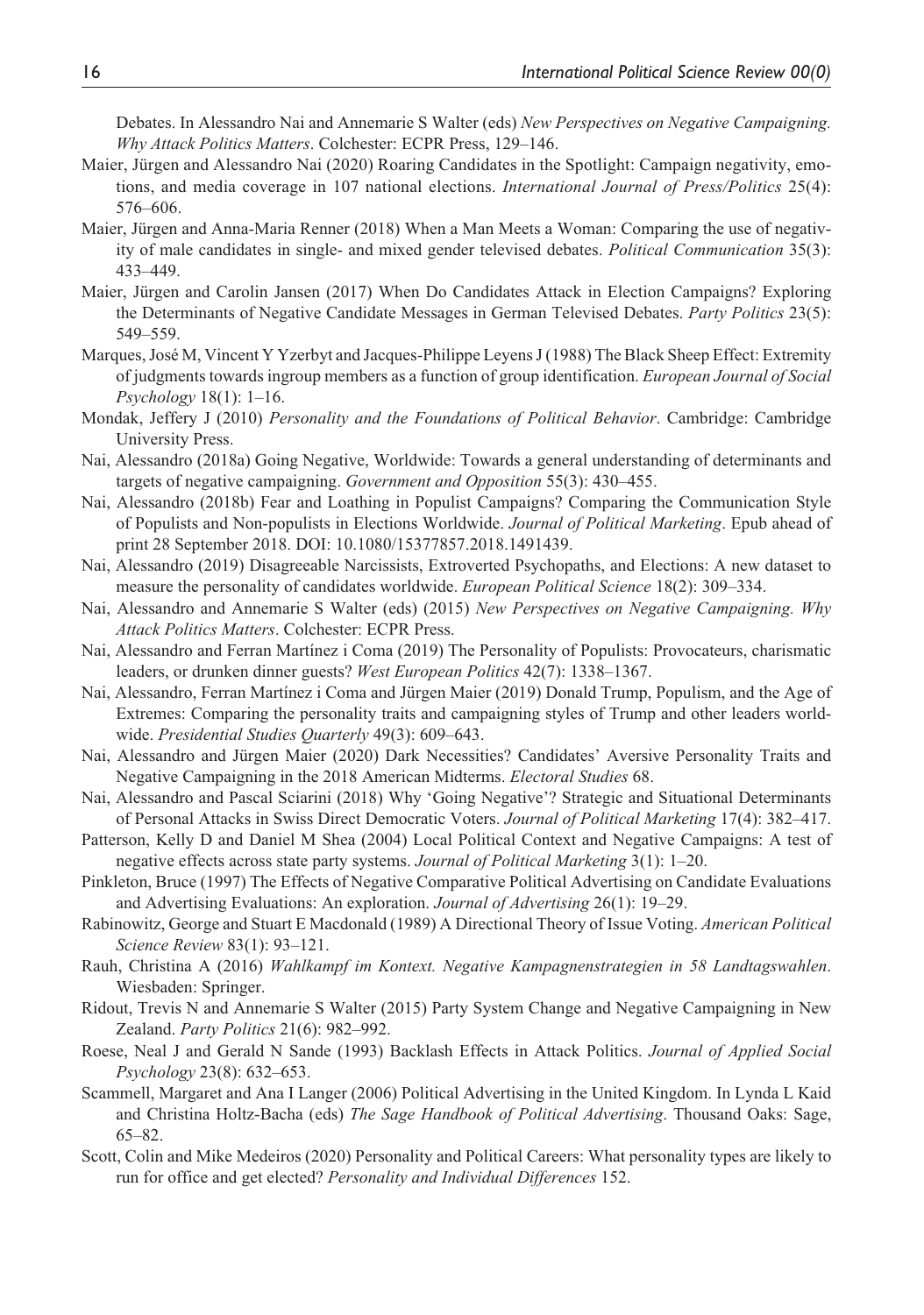Debates. In Alessandro Nai and Annemarie S Walter (eds) *New Perspectives on Negative Campaigning. Why Attack Politics Matters*. Colchester: ECPR Press, 129–146.

Maier, Jürgen and Alessandro Nai (2020) Roaring Candidates in the Spotlight: Campaign negativity, emotions, and media coverage in 107 national elections. *International Journal of Press/Politics* 25(4): 576–606.

Maier, Jürgen and Anna-Maria Renner (2018) When a Man Meets a Woman: Comparing the use of negativity of male candidates in single- and mixed gender televised debates. *Political Communication* 35(3): 433–449.

Maier, Jürgen and Carolin Jansen (2017) When Do Candidates Attack in Election Campaigns? Exploring the Determinants of Negative Candidate Messages in German Televised Debates. *Party Politics* 23(5): 549–559.

Marques, José M, Vincent Y Yzerbyt and Jacques-Philippe Leyens J (1988) The Black Sheep Effect: Extremity of judgments towards ingroup members as a function of group identification. *European Journal of Social Psychology* 18(1): 1–16.

Mondak, Jeffery J (2010) *Personality and the Foundations of Political Behavior*. Cambridge: Cambridge University Press.

Nai, Alessandro (2018a) Going Negative, Worldwide: Towards a general understanding of determinants and targets of negative campaigning. *Government and Opposition* 55(3): 430–455.

Nai, Alessandro (2018b) Fear and Loathing in Populist Campaigns? Comparing the Communication Style of Populists and Non-populists in Elections Worldwide. *Journal of Political Marketing*. Epub ahead of print 28 September 2018. DOI: 10.1080/15377857.2018.1491439.

Nai, Alessandro (2019) Disagreeable Narcissists, Extroverted Psychopaths, and Elections: A new dataset to measure the personality of candidates worldwide. *European Political Science* 18(2): 309–334.

Nai, Alessandro and Annemarie S Walter (eds) (2015) *New Perspectives on Negative Campaigning. Why Attack Politics Matters*. Colchester: ECPR Press.

Nai, Alessandro and Ferran Martínez i Coma (2019) The Personality of Populists: Provocateurs, charismatic leaders, or drunken dinner guests? *West European Politics* 42(7): 1338–1367.

Nai, Alessandro, Ferran Martínez i Coma and Jürgen Maier (2019) Donald Trump, Populism, and the Age of Extremes: Comparing the personality traits and campaigning styles of Trump and other leaders worldwide. *Presidential Studies Quarterly* 49(3): 609–643.

Nai, Alessandro and Jürgen Maier (2020) Dark Necessities? Candidates' Aversive Personality Traits and Negative Campaigning in the 2018 American Midterms. *Electoral Studies* 68.

Nai, Alessandro and Pascal Sciarini (2018) Why 'Going Negative'? Strategic and Situational Determinants of Personal Attacks in Swiss Direct Democratic Voters. *Journal of Political Marketing* 17(4): 382–417.

Patterson, Kelly D and Daniel M Shea (2004) Local Political Context and Negative Campaigns: A test of negative effects across state party systems. *Journal of Political Marketing* 3(1): 1–20.

Pinkleton, Bruce (1997) The Effects of Negative Comparative Political Advertising on Candidate Evaluations and Advertising Evaluations: An exploration. *Journal of Advertising* 26(1): 19–29.

Rabinowitz, George and Stuart E Macdonald (1989) A Directional Theory of Issue Voting. *American Political Science Review* 83(1): 93–121.

Rauh, Christina A (2016) *Wahlkampf im Kontext. Negative Kampagnenstrategien in 58 Landtagswahlen*. Wiesbaden: Springer.

Ridout, Trevis N and Annemarie S Walter (2015) Party System Change and Negative Campaigning in New Zealand. *Party Politics* 21(6): 982–992.

Roese, Neal J and Gerald N Sande (1993) Backlash Effects in Attack Politics. *Journal of Applied Social Psychology* 23(8): 632–653.

Scammell, Margaret and Ana I Langer (2006) Political Advertising in the United Kingdom. In Lynda L Kaid and Christina Holtz-Bacha (eds) *The Sage Handbook of Political Advertising*. Thousand Oaks: Sage, 65–82.

Scott, Colin and Mike Medeiros (2020) Personality and Political Careers: What personality types are likely to run for office and get elected? *Personality and Individual Differences* 152.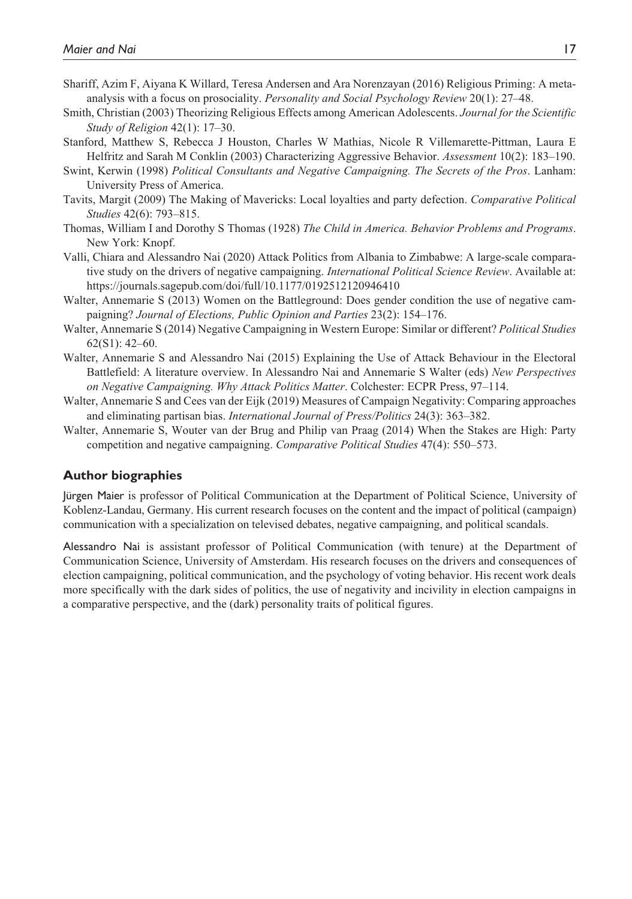Shariff, Azim F, Aiyana K Willard, Teresa Andersen and Ara Norenzayan (2016) Religious Priming: A meta-analysis with a focus on prosociality. *Personality and Social Psychology Review* 20(1): 27–48.

Smith, Christian (2003) Theorizing Religious Effects among American Adolescents. *Journal for the Scientific Study of Religion* 42(1): 17–30.

Stanford, Matthew S, Rebecca J Houston, Charles W Mathias, Nicole R Villemarette-Pittman, Laura E Helfritz and Sarah M Conklin (2003) Characterizing Aggressive Behavior. *Assessment* 10(2): 183–190.

Swint, Kerwin (1998) *Political Consultants and Negative Campaigning. The Secrets of the Pros*. Lanham: University Press of America.

Tavits, Margit (2009) The Making of Mavericks: Local loyalties and party defection. *Comparative Political Studies* 42(6): 793–815.

Thomas, William I and Dorothy S Thomas (1928) *The Child in America. Behavior Problems and Programs*. New York: Knopf.

Valli, Chiara and Alessandro Nai (2020) Attack Politics from Albania to Zimbabwe: A large-scale comparative study on the drivers of negative campaigning. *International Political Science Review*. Available at: https://journals.sagepub.com/doi/full/10.1177/0192512120946410

Walter, Annemarie S (2013) Women on the Battleground: Does gender condition the use of negative campaigning? *Journal of Elections, Public Opinion and Parties* 23(2): 154–176.

Walter, Annemarie S (2014) Negative Campaigning in Western Europe: Similar or different? *Political Studies* 62(S1): 42–60.

Walter, Annemarie S and Alessandro Nai (2015) Explaining the Use of Attack Behaviour in the Electoral Battlefield: A literature overview. In Alessandro Nai and Annemarie S Walter (eds) *New Perspectives on Negative Campaigning. Why Attack Politics Matter*. Colchester: ECPR Press, 97–114.

Walter, Annemarie S and Cees van der Eijk (2019) Measures of Campaign Negativity: Comparing approaches and eliminating partisan bias. *International Journal of Press/Politics* 24(3): 363–382.

Walter, Annemarie S, Wouter van der Brug and Philip van Praag (2014) When the Stakes are High: Party competition and negative campaigning. *Comparative Political Studies* 47(4): 550–573.

## Author biographies

Jürgen Maier is professor of Political Communication at the Department of Political Science, University of Koblenz-Landau, Germany. His current research focuses on the content and the impact of political (campaign) communication with a specialization on televised debates, negative campaigning, and political scandals.

Alessandro Nai is assistant professor of Political Communication (with tenure) at the Department of Communication Science, University of Amsterdam. His research focuses on the drivers and consequences of election campaigning, political communication, and the psychology of voting behavior. His recent work deals more specifically with the dark sides of politics, the use of negativity and incivility in election campaigns in a comparative perspective, and the (dark) personality traits of political figures.